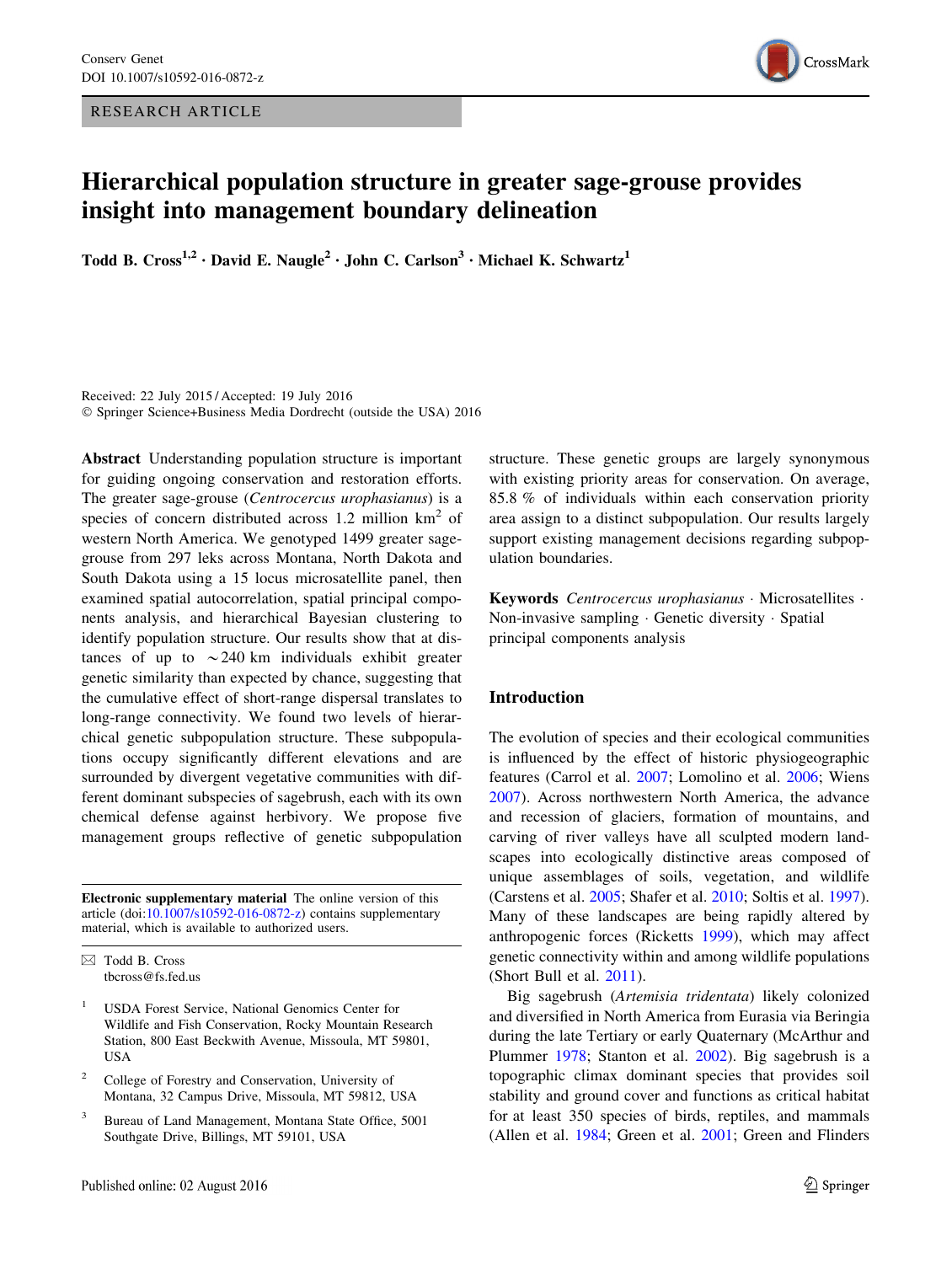RESEARCH ARTICLE

# Hierarchical population structure in greater sage-grouse provides insight into management boundary delineation

**Todd B. Cross[1,2] · David E. Naugle[2] · John C. Carlson[3] · Michael K. Schwartz[1]**

Received: 22 July 2015 / Accepted: 19 July 2016
© Springer Science+Business Media Dordrecht (outside the USA) 2016

**Abstract** Understanding population structure is important for guiding ongoing conservation and restoration efforts. The greater sage-grouse (*Centrocercus urophasianus*) is a species of concern distributed across 1.2 million km$^2$ of western North America. We genotyped 1499 greater sage-grouse from 297 leks across Montana, North Dakota and South Dakota using a 15 locus microsatellite panel, then examined spatial autocorrelation, spatial principal components analysis, and hierarchical Bayesian clustering to identify population structure. Our results show that at distances of up to ~240 km individuals exhibit greater genetic similarity than expected by chance, suggesting that the cumulative effect of short-range dispersal translates to long-range connectivity. We found two levels of hierarchical genetic subpopulation structure. These subpopulations occupy significantly different elevations and are surrounded by divergent vegetative communities with different dominant subspecies of sagebrush, each with its own chemical defense against herbivory. We propose five management groups reflective of genetic subpopulation structure. These genetic groups are largely synonymous with existing priority areas for conservation. On average, 85.8 % of individuals within each conservation priority area assign to a distinct subpopulation. Our results largely support existing management decisions regarding subpopulation boundaries.

**Keywords** *Centrocercus urophasianus* · Microsatellites · Non-invasive sampling · Genetic diversity · Spatial principal components analysis

**Electronic supplementary material** The online version of this article (doi:10.1007/s10592-016-0872-z) contains supplementary material, which is available to authorized users.

✉ Todd B. Cross
tbcross@fs.fed.us

[1] USDA Forest Service, National Genomics Center for Wildlife and Fish Conservation, Rocky Mountain Research Station, 800 East Beckwith Avenue, Missoula, MT 59801, USA

[2] College of Forestry and Conservation, University of Montana, 32 Campus Drive, Missoula, MT 59812, USA

[3] Bureau of Land Management, Montana State Office, 5001 Southgate Drive, Billings, MT 59101, USA

## Introduction

The evolution of species and their ecological communities is influenced by the effect of historic physiogeographic features (Carrol et al. 2007; Lomolino et al. 2006; Wiens 2007). Across northwestern North America, the advance and recession of glaciers, formation of mountains, and carving of river valleys have all sculpted modern landscapes into ecologically distinctive areas composed of unique assemblages of soils, vegetation, and wildlife (Carstens et al. 2005; Shafer et al. 2010; Soltis et al. 1997). Many of these landscapes are being rapidly altered by anthropogenic forces (Ricketts 1999), which may affect genetic connectivity within and among wildlife populations (Short Bull et al. 2011).

Big sagebrush (*Artemisia tridentata*) likely colonized and diversified in North America from Eurasia via Beringia during the late Tertiary or early Quaternary (McArthur and Plummer 1978; Stanton et al. 2002). Big sagebrush is a topographic climax dominant species that provides soil stability and ground cover and functions as critical habitat for at least 350 species of birds, reptiles, and mammals (Allen et al. 1984; Green et al. 2001; Green and Flinders

Published online: 02 August 2016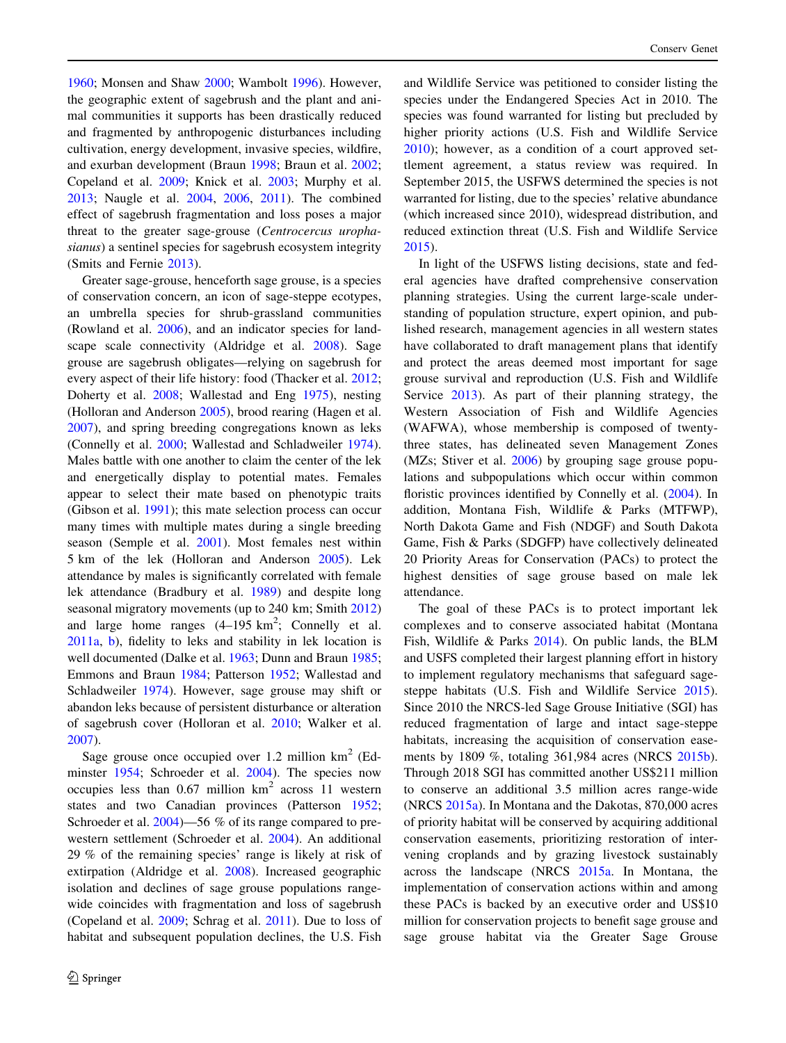1960; Monsen and Shaw 2000; Wambolt 1996). However, the geographic extent of sagebrush and the plant and animal communities it supports has been drastically reduced and fragmented by anthropogenic disturbances including cultivation, energy development, invasive species, wildfire, and exurban development (Braun 1998; Braun et al. 2002; Copeland et al. 2009; Knick et al. 2003; Murphy et al. 2013; Naugle et al. 2004, 2006, 2011). The combined effect of sagebrush fragmentation and loss poses a major threat to the greater sage-grouse (*Centrocercus urophasianus*) a sentinel species for sagebrush ecosystem integrity (Smits and Fernie 2013).

Greater sage-grouse, henceforth sage grouse, is a species of conservation concern, an icon of sage-steppe ecotypes, an umbrella species for shrub-grassland communities (Rowland et al. 2006), and an indicator species for landscape scale connectivity (Aldridge et al. 2008). Sage grouse are sagebrush obligates—relying on sagebrush for every aspect of their life history: food (Thacker et al. 2012; Doherty et al. 2008; Wallestad and Eng 1975), nesting (Holloran and Anderson 2005), brood rearing (Hagen et al. 2007), and spring breeding congregations known as leks (Connelly et al. 2000; Wallestad and Schladweiler 1974). Males battle with one another to claim the center of the lek and energetically display to potential mates. Females appear to select their mate based on phenotypic traits (Gibson et al. 1991); this mate selection process can occur many times with multiple mates during a single breeding season (Semple et al. 2001). Most females nest within 5 km of the lek (Holloran and Anderson 2005). Lek attendance by males is significantly correlated with female lek attendance (Bradbury et al. 1989) and despite long seasonal migratory movements (up to 240 km; Smith 2012) and large home ranges (4–195 $km^2$; Connelly et al. 2011a, b), fidelity to leks and stability in lek location is well documented (Dalke et al. 1963; Dunn and Braun 1985; Emmons and Braun 1984; Patterson 1952; Wallestad and Schladweiler 1974). However, sage grouse may shift or abandon leks because of persistent disturbance or alteration of sagebrush cover (Holloran et al. 2010; Walker et al. 2007).

Sage grouse once occupied over 1.2 million $km^2$ (Edminster 1954; Schroeder et al. 2004). The species now occupies less than 0.67 million $km^2$ across 11 western states and two Canadian provinces (Patterson 1952; Schroeder et al. 2004)—56 % of its range compared to pre-western settlement (Schroeder et al. 2004). An additional 29 % of the remaining species' range is likely at risk of extirpation (Aldridge et al. 2008). Increased geographic isolation and declines of sage grouse populations range-wide coincides with fragmentation and loss of sagebrush (Copeland et al. 2009; Schrag et al. 2011). Due to loss of habitat and subsequent population declines, the U.S. Fish and Wildlife Service was petitioned to consider listing the species under the Endangered Species Act in 2010. The species was found warranted for listing but precluded by higher priority actions (U.S. Fish and Wildlife Service 2010); however, as a condition of a court approved settlement agreement, a status review was required. In September 2015, the USFWS determined the species is not warranted for listing, due to the species' relative abundance (which increased since 2010), widespread distribution, and reduced extinction threat (U.S. Fish and Wildlife Service 2015).

In light of the USFWS listing decisions, state and federal agencies have drafted comprehensive conservation planning strategies. Using the current large-scale understanding of population structure, expert opinion, and published research, management agencies in all western states have collaborated to draft management plans that identify and protect the areas deemed most important for sage grouse survival and reproduction (U.S. Fish and Wildlife Service 2013). As part of their planning strategy, the Western Association of Fish and Wildlife Agencies (WAFWA), whose membership is composed of twenty-three states, has delineated seven Management Zones (MZs; Stiver et al. 2006) by grouping sage grouse populations and subpopulations which occur within common floristic provinces identified by Connelly et al. (2004). In addition, Montana Fish, Wildlife & Parks (MTFWP), North Dakota Game and Fish (NDGF) and South Dakota Game, Fish & Parks (SDGFP) have collectively delineated 20 Priority Areas for Conservation (PACs) to protect the highest densities of sage grouse based on male lek attendance.

The goal of these PACs is to protect important lek complexes and to conserve associated habitat (Montana Fish, Wildlife & Parks 2014). On public lands, the BLM and USFS completed their largest planning effort in history to implement regulatory mechanisms that safeguard sage-steppe habitats (U.S. Fish and Wildlife Service 2015). Since 2010 the NRCS-led Sage Grouse Initiative (SGI) has reduced fragmentation of large and intact sage-steppe habitats, increasing the acquisition of conservation easements by 1809 %, totaling 361,984 acres (NRCS 2015b). Through 2018 SGI has committed another US$211 million to conserve an additional 3.5 million acres range-wide (NRCS 2015a). In Montana and the Dakotas, 870,000 acres of priority habitat will be conserved by acquiring additional conservation easements, prioritizing restoration of intervening croplands and by grazing livestock sustainably across the landscape (NRCS 2015a. In Montana, the implementation of conservation actions within and among these PACs is backed by an executive order and US$10 million for conservation projects to benefit sage grouse and sage grouse habitat via the Greater Sage Grouse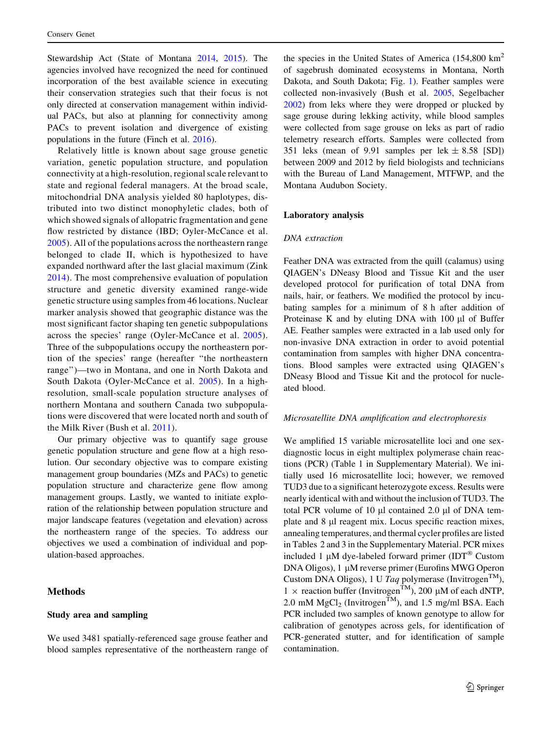Stewardship Act (State of Montana 2014, 2015). The agencies involved have recognized the need for continued incorporation of the best available science in executing their conservation strategies such that their focus is not only directed at conservation management within individual PACs, but also at planning for connectivity among PACs to prevent isolation and divergence of existing populations in the future (Finch et al. 2016).

Relatively little is known about sage grouse genetic variation, genetic population structure, and population connectivity at a high-resolution, regional scale relevant to state and regional federal managers. At the broad scale, mitochondrial DNA analysis yielded 80 haplotypes, distributed into two distinct monophyletic clades, both of which showed signals of allopatric fragmentation and gene flow restricted by distance (IBD; Oyler-McCance et al. 2005). All of the populations across the northeastern range belonged to clade II, which is hypothesized to have expanded northward after the last glacial maximum (Zink 2014). The most comprehensive evaluation of population structure and genetic diversity examined range-wide genetic structure using samples from 46 locations. Nuclear marker analysis showed that geographic distance was the most significant factor shaping ten genetic subpopulations across the species' range (Oyler-McCance et al. 2005). Three of the subpopulations occupy the northeastern portion of the species' range (hereafter "the northeastern range")—two in Montana, and one in North Dakota and South Dakota (Oyler-McCance et al. 2005). In a high-resolution, small-scale population structure analyses of northern Montana and southern Canada two subpopulations were discovered that were located north and south of the Milk River (Bush et al. 2011).

Our primary objective was to quantify sage grouse genetic population structure and gene flow at a high resolution. Our secondary objective was to compare existing management group boundaries (MZs and PACs) to genetic population structure and characterize gene flow among management groups. Lastly, we wanted to initiate exploration of the relationship between population structure and major landscape features (vegetation and elevation) across the northeastern range of the species. To address our objectives we used a combination of individual and population-based approaches.

## Methods

### Study area and sampling

We used 3481 spatially-referenced sage grouse feather and blood samples representative of the northeastern range of the species in the United States of America (154,800 km$^2$ of sagebrush dominated ecosystems in Montana, North Dakota, and South Dakota; Fig. 1). Feather samples were collected non-invasively (Bush et al. 2005, Segelbacher 2002) from leks where they were dropped or plucked by sage grouse during lekking activity, while blood samples were collected from sage grouse on leks as part of radio telemetry research efforts. Samples were collected from 351 leks (mean of 9.91 samples per lek $\pm$ 8.58 [SD]) between 2009 and 2012 by field biologists and technicians with the Bureau of Land Management, MTFWP, and the Montana Audubon Society.

### Laboratory analysis

#### *DNA extraction*

Feather DNA was extracted from the quill (calamus) using QIAGEN's DNeasy Blood and Tissue Kit and the user developed protocol for purification of total DNA from nails, hair, or feathers. We modified the protocol by incubating samples for a minimum of 8 h after addition of Proteinase K and by eluting DNA with 100 µl of Buffer AE. Feather samples were extracted in a lab used only for non-invasive DNA extraction in order to avoid potential contamination from samples with higher DNA concentrations. Blood samples were extracted using QIAGEN's DNeasy Blood and Tissue Kit and the protocol for nucleated blood.

#### *Microsatellite DNA amplification and electrophoresis*

We amplified 15 variable microsatellite loci and one sex-diagnostic locus in eight multiplex polymerase chain reactions (PCR) (Table 1 in Supplementary Material). We initially used 16 microsatellite loci; however, we removed TUD3 due to a significant heterozygote excess. Results were nearly identical with and without the inclusion of TUD3. The total PCR volume of 10 µl contained 2.0 µl of DNA template and 8 µl reagent mix. Locus specific reaction mixes, annealing temperatures, and thermal cycler profiles are listed in Tables 2 and 3 in the Supplementary Material. PCR mixes included 1 µM dye-labeled forward primer (IDT® Custom DNA Oligos), 1 µM reverse primer (Eurofins MWG Operon Custom DNA Oligos), 1 U *Taq* polymerase (Invitrogen™), 1 × reaction buffer (Invitrogen™), 200 µM of each dNTP, 2.0 mM $MgCl_2$ (Invitrogen™), and 1.5 mg/ml BSA. Each PCR included two samples of known genotype to allow for calibration of genotypes across gels, for identification of PCR-generated stutter, and for identification of sample contamination.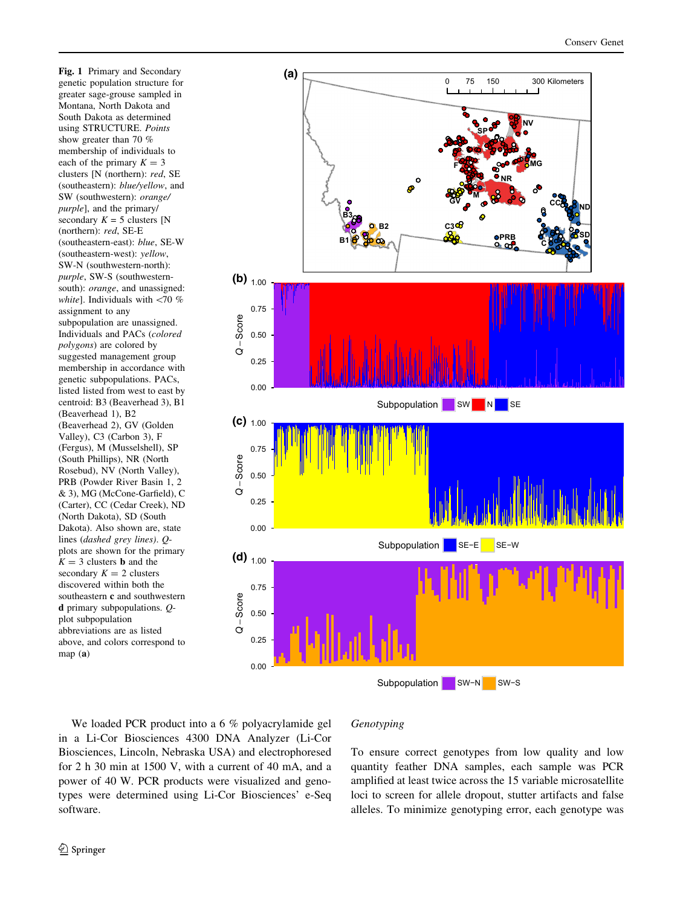**Fig. 1** Primary and Secondary genetic population structure for greater sage-grouse sampled in Montana, North Dakota and South Dakota as determined using STRUCTURE. *Points* show greater than 70 % membership of individuals to each of the primary $K = 3$ clusters [N (northern): *red*, SE (southeastern): *blue/yellow*, and SW (southwestern): *orange/purple*], and the primary/secondary $K = 5$ clusters [N (northern): *red*, SE-E (southeastern-east): *blue*, SE-W (southeastern-west): *yellow*, SW-N (southwestern-north): *purple*, SW-S (southwestern-south): *orange*, and unassigned: *white*]. Individuals with <70 % assignment to any subpopulation are unassigned. Individuals and PACs (*colored polygons*) are colored by suggested management group membership in accordance with genetic subpopulations. PACs, listed listed from west to east by centroid: B3 (Beaverhead 3), B1 (Beaverhead 1), B2 (Beaverhead 2), GV (Golden Valley), C3 (Carbon 3), F (Fergus), M (Musselshell), SP (South Phillips), NR (North Rosebud), NV (North Valley), PRB (Powder River Basin 1, 2 & 3), MG (McCone-Garfield), C (Carter), CC (Cedar Creek), ND (North Dakota), SD (South Dakota). Also shown are, state lines (*dashed grey lines*). *Q*-plots are shown for the primary $K = 3$ clusters **b** and the secondary $K = 2$ clusters discovered within both the southeastern **c** and southwestern **d** primary subpopulations. *Q*-plot subpopulation abbreviations are as listed above, and colors correspond to map (**a**)

We loaded PCR product into a 6 % polyacrylamide gel in a Li-Cor Biosciences 4300 DNA Analyzer (Li-Cor Biosciences, Lincoln, Nebraska USA) and electrophoresed for 2 h 30 min at 1500 V, with a current of 40 mA, and a power of 40 W. PCR products were visualized and genotypes were determined using Li-Cor Biosciences' e-Seq software.

### *Genotyping*

To ensure correct genotypes from low quality and low quantity feather DNA samples, each sample was PCR amplified at least twice across the 15 variable microsatellite loci to screen for allele dropout, stutter artifacts and false alleles. To minimize genotyping error, each genotype was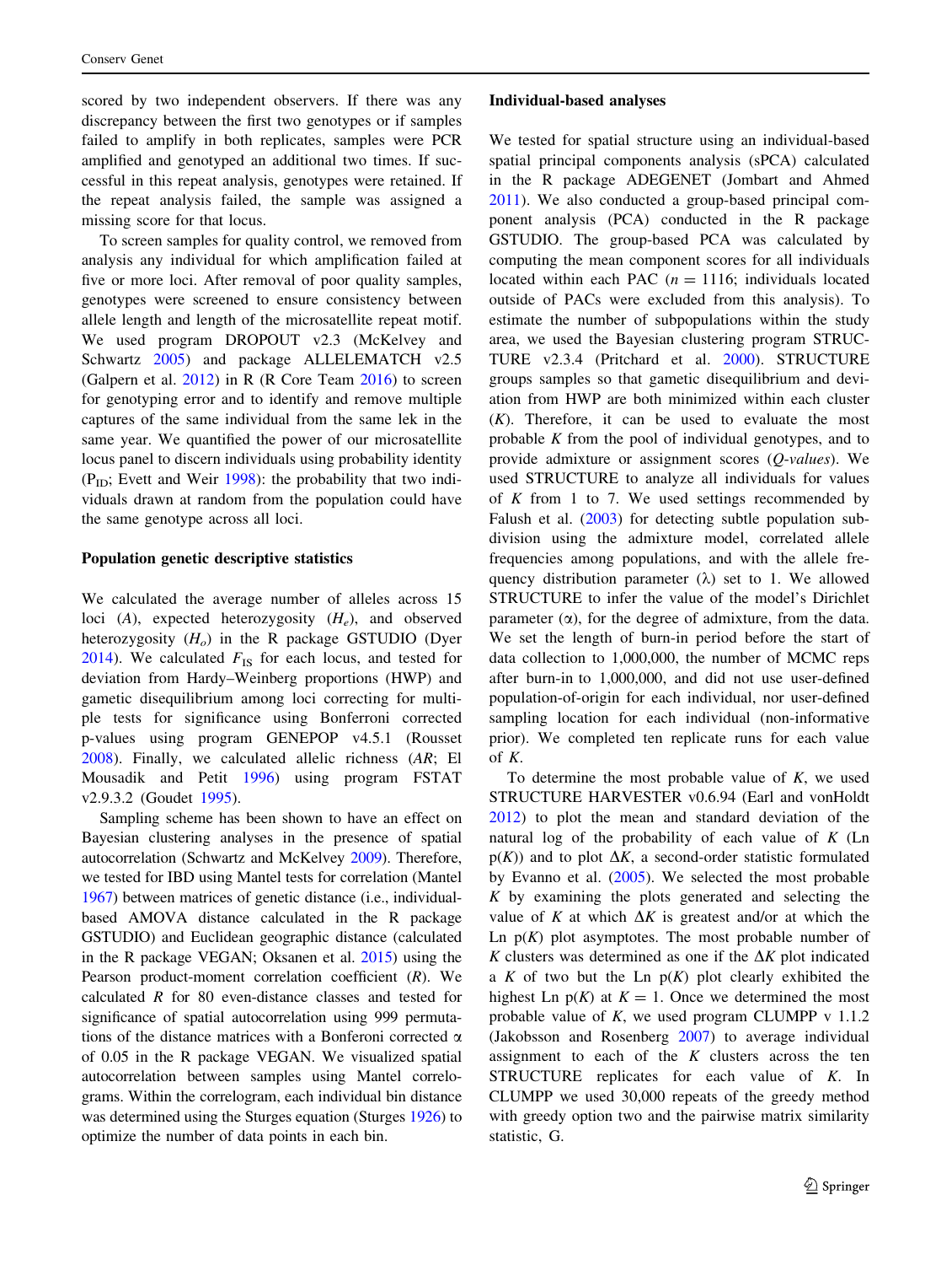scored by two independent observers. If there was any discrepancy between the first two genotypes or if samples failed to amplify in both replicates, samples were PCR amplified and genotyped an additional two times. If successful in this repeat analysis, genotypes were retained. If the repeat analysis failed, the sample was assigned a missing score for that locus.

To screen samples for quality control, we removed from analysis any individual for which amplification failed at five or more loci. After removal of poor quality samples, genotypes were screened to ensure consistency between allele length and length of the microsatellite repeat motif. We used program DROPOUT v2.3 (McKelvey and Schwartz 2005) and package ALLELEMATCH v2.5 (Galpern et al. 2012) in R (R Core Team 2016) to screen for genotyping error and to identify and remove multiple captures of the same individual from the same lek in the same year. We quantified the power of our microsatellite locus panel to discern individuals using probability identity ($P_{ID}$; Evett and Weir 1998): the probability that two individuals drawn at random from the population could have the same genotype across all loci.

### Population genetic descriptive statistics

We calculated the average number of alleles across 15 loci ($A$), expected heterozygosity ($H_e$), and observed heterozygosity ($H_o$) in the R package GSTUDIO (Dyer 2014). We calculated $F_{IS}$ for each locus, and tested for deviation from Hardy–Weinberg proportions (HWP) and gametic disequilibrium among loci correcting for multiple tests for significance using Bonferroni corrected p-values using program GENEPOP v4.5.1 (Rousset 2008). Finally, we calculated allelic richness ($AR$; El Mousadik and Petit 1996) using program FSTAT v2.9.3.2 (Goudet 1995).

Sampling scheme has been shown to have an effect on Bayesian clustering analyses in the presence of spatial autocorrelation (Schwartz and McKelvey 2009). Therefore, we tested for IBD using Mantel tests for correlation (Mantel 1967) between matrices of genetic distance (i.e., individual-based AMOVA distance calculated in the R package GSTUDIO) and Euclidean geographic distance (calculated in the R package VEGAN; Oksanen et al. 2015) using the Pearson product-moment correlation coefficient ($R$). We calculated $R$ for 80 even-distance classes and tested for significance of spatial autocorrelation using 999 permutations of the distance matrices with a Bonferoni corrected $\alpha$ of 0.05 in the R package VEGAN. We visualized spatial autocorrelation between samples using Mantel correlograms. Within the correlogram, each individual bin distance was determined using the Sturges equation (Sturges 1926) to optimize the number of data points in each bin.

### Individual-based analyses

We tested for spatial structure using an individual-based spatial principal components analysis (sPCA) calculated in the R package ADEGENET (Jombart and Ahmed 2011). We also conducted a group-based principal component analysis (PCA) conducted in the R package GSTUDIO. The group-based PCA was calculated by computing the mean component scores for all individuals located within each PAC ($n = 1116$; individuals located outside of PACs were excluded from this analysis). To estimate the number of subpopulations within the study area, we used the Bayesian clustering program STRUCTURE v2.3.4 (Pritchard et al. 2000). STRUCTURE groups samples so that gametic disequilibrium and deviation from HWP are both minimized within each cluster ($K$). Therefore, it can be used to evaluate the most probable $K$ from the pool of individual genotypes, and to provide admixture or assignment scores (*Q-values*). We used STRUCTURE to analyze all individuals for values of $K$ from 1 to 7. We used settings recommended by Falush et al. (2003) for detecting subtle population subdivision using the admixture model, correlated allele frequencies among populations, and with the allele frequency distribution parameter ($\lambda$) set to 1. We allowed STRUCTURE to infer the value of the model's Dirichlet parameter ($\alpha$), for the degree of admixture, from the data. We set the length of burn-in period before the start of data collection to 1,000,000, the number of MCMC reps after burn-in to 1,000,000, and did not use user-defined population-of-origin for each individual, nor user-defined sampling location for each individual (non-informative prior). We completed ten replicate runs for each value of $K$.

To determine the most probable value of $K$, we used STRUCTURE HARVESTER v0.6.94 (Earl and vonHoldt 2012) to plot the mean and standard deviation of the natural log of the probability of each value of $K$ (Ln p($K$)) and to plot $\Delta K$, a second-order statistic formulated by Evanno et al. (2005). We selected the most probable $K$ by examining the plots generated and selecting the value of $K$ at which $\Delta K$ is greatest and/or at which the Ln p($K$) plot asymptotes. The most probable number of $K$ clusters was determined as one if the $\Delta K$ plot indicated a $K$ of two but the Ln p($K$) plot clearly exhibited the highest Ln p($K$) at $K = 1$. Once we determined the most probable value of $K$, we used program CLUMPP v 1.1.2 (Jakobsson and Rosenberg 2007) to average individual assignment to each of the $K$ clusters across the ten STRUCTURE replicates for each value of $K$. In CLUMPP we used 30,000 repeats of the greedy method with greedy option two and the pairwise matrix similarity statistic, G.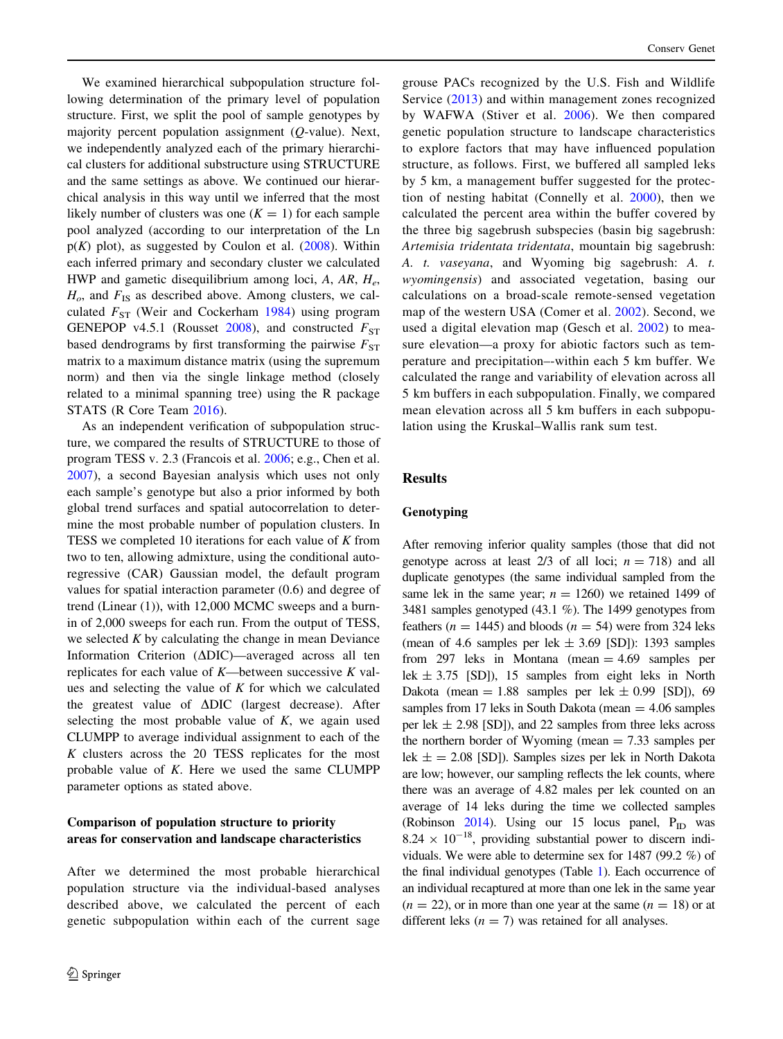We examined hierarchical subpopulation structure following determination of the primary level of population structure. First, we split the pool of sample genotypes by majority percent population assignment ($Q$-value). Next, we independently analyzed each of the primary hierarchical clusters for additional substructure using STRUCTURE and the same settings as above. We continued our hierarchical analysis in this way until we inferred that the most likely number of clusters was one ($K = 1$) for each sample pool analyzed (according to our interpretation of the Ln p($K$) plot), as suggested by Coulon et al. (2008). Within each inferred primary and secondary cluster we calculated HWP and gametic disequilibrium among loci, $A$, $AR$, $H_e$, $H_o$, and $F_{IS}$ as described above. Among clusters, we calculated $F_{ST}$ (Weir and Cockerham 1984) using program GENEPOP v4.5.1 (Rousset 2008), and constructed $F_{ST}$ based dendrograms by first transforming the pairwise $F_{ST}$ matrix to a maximum distance matrix (using the supremum norm) and then via the single linkage method (closely related to a minimal spanning tree) using the R package STATS (R Core Team 2016).

As an independent verification of subpopulation structure, we compared the results of STRUCTURE to those of program TESS v. 2.3 (Francois et al. 2006; e.g., Chen et al. 2007), a second Bayesian analysis which uses not only each sample's genotype but also a prior informed by both global trend surfaces and spatial autocorrelation to determine the most probable number of population clusters. In TESS we completed 10 iterations for each value of $K$ from two to ten, allowing admixture, using the conditional autoregressive (CAR) Gaussian model, the default program values for spatial interaction parameter (0.6) and degree of trend (Linear (1)), with 12,000 MCMC sweeps and a burn-in of 2,000 sweeps for each run. From the output of TESS, we selected $K$ by calculating the change in mean Deviance Information Criterion ($\Delta$DIC)—averaged across all ten replicates for each value of $K$—between successive $K$ values and selecting the value of $K$ for which we calculated the greatest value of $\Delta$DIC (largest decrease). After selecting the most probable value of $K$, we again used CLUMPP to average individual assignment to each of the $K$ clusters across the 20 TESS replicates for the most probable value of $K$. Here we used the same CLUMPP parameter options as stated above.

### Comparison of population structure to priority areas for conservation and landscape characteristics

After we determined the most probable hierarchical population structure via the individual-based analyses described above, we calculated the percent of each genetic subpopulation within each of the current sage grouse PACs recognized by the U.S. Fish and Wildlife Service (2013) and within management zones recognized by WAFWA (Stiver et al. 2006). We then compared genetic population structure to landscape characteristics to explore factors that may have influenced population structure, as follows. First, we buffered all sampled leks by 5 km, a management buffer suggested for the protection of nesting habitat (Connelly et al. 2000), then we calculated the percent area within the buffer covered by the three big sagebrush subspecies (basin big sagebrush: *Artemisia tridentata tridentata*, mountain big sagebrush: *A. t. vaseyana*, and Wyoming big sagebrush: *A. t. wyomingensis*) and associated vegetation, basing our calculations on a broad-scale remote-sensed vegetation map of the western USA (Comer et al. 2002). Second, we used a digital elevation map (Gesch et al. 2002) to measure elevation—a proxy for abiotic factors such as temperature and precipitation–-within each 5 km buffer. We calculated the range and variability of elevation across all 5 km buffers in each subpopulation. Finally, we compared mean elevation across all 5 km buffers in each subpopulation using the Kruskal–Wallis rank sum test.

## Results

### Genotyping

After removing inferior quality samples (those that did not genotype across at least 2/3 of all loci; $n = 718$) and all duplicate genotypes (the same individual sampled from the same lek in the same year; $n = 1260$) we retained 1499 of 3481 samples genotyped (43.1 %). The 1499 genotypes from feathers ($n = 1445$) and bloods ($n = 54$) were from 324 leks (mean of 4.6 samples per lek $\pm$ 3.69 [SD]): 1393 samples from 297 leks in Montana (mean = 4.69 samples per lek $\pm$ 3.75 [SD]), 15 samples from eight leks in North Dakota (mean = 1.88 samples per lek $\pm$ 0.99 [SD]), 69 samples from 17 leks in South Dakota (mean = 4.06 samples per lek $\pm$ 2.98 [SD]), and 22 samples from three leks across the northern border of Wyoming (mean = 7.33 samples per lek $\pm$ = 2.08 [SD]). Samples sizes per lek in North Dakota are low; however, our sampling reflects the lek counts, where there was an average of 4.82 males per lek counted on an average of 14 leks during the time we collected samples (Robinson 2014). Using our 15 locus panel, $P_{ID}$ was $8.24 \times 10^{-18}$, providing substantial power to discern individuals. We were able to determine sex for 1487 (99.2 %) of the final individual genotypes (Table 1). Each occurrence of an individual recaptured at more than one lek in the same year ($n = 22$), or in more than one year at the same ($n = 18$) or at different leks ($n = 7$) was retained for all analyses.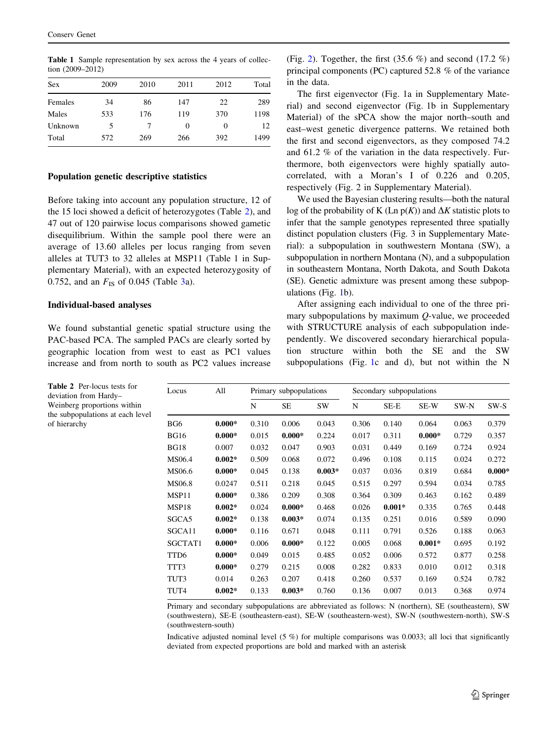**Table 1** Sample representation by sex across the 4 years of collection (2009–2012)

| Sex | 2009 | 2010 | 2011 | 2012 | Total |
|---|---|---|---|---|---|
| Females | 34 | 86 | 147 | 22 | 289 |
| Males | 533 | 176 | 119 | 370 | 1198 |
| Unknown | 5 | 7 | 0 | 0 | 12 |
| Total | 572 | 269 | 266 | 392 | 1499 |

### Population genetic descriptive statistics

Before taking into account any population structure, 12 of the 15 loci showed a deficit of heterozygotes (Table 2), and 47 out of 120 pairwise locus comparisons showed gametic disequilibrium. Within the sample pool there were an average of 13.60 alleles per locus ranging from seven alleles at TUT3 to 32 alleles at MSP11 (Table 1 in Supplementary Material), with an expected heterozygosity of 0.752, and an $F_{IS}$ of 0.045 (Table 3a).

### Individual-based analyses

We found substantial genetic spatial structure using the PAC-based PCA. The sampled PACs are clearly sorted by geographic location from west to east as PC1 values increase and from north to south as PC2 values increase (Fig. 2). Together, the first (35.6 %) and second (17.2 %) principal components (PC) captured 52.8 % of the variance in the data.

The first eigenvector (Fig. 1a in Supplementary Material) and second eigenvector (Fig. 1b in Supplementary Material) of the sPCA show the major north–south and east–west genetic divergence patterns. We retained both the first and second eigenvectors, as they composed 74.2 and 61.2 % of the variation in the data respectively. Furthermore, both eigenvectors were highly spatially autocorrelated, with a Moran's I of 0.226 and 0.205, respectively (Fig. 2 in Supplementary Material).

We used the Bayesian clustering results—both the natural log of the probability of K (Ln p($K$)) and $\Delta K$ statistic plots to infer that the sample genotypes represented three spatially distinct population clusters (Fig. 3 in Supplementary Material): a subpopulation in southwestern Montana (SW), a subpopulation in northern Montana (N), and a subpopulation in southeastern Montana, North Dakota, and South Dakota (SE). Genetic admixture was present among these subpopulations (Fig. 1b).

After assigning each individual to one of the three primary subpopulations by maximum $Q$-value, we proceeded with STRUCTURE analysis of each subpopulation independently. We discovered secondary hierarchical population structure within both the SE and the SW subpopulations (Fig. 1c and d), but not within the N

**Table 2** Per-locus tests for deviation from Hardy–Weinberg proportions within the subpopulations at each level of hierarchy

| Locus | All | Primary subpopulations | | | Secondary subpopulations | | | | |
|---|---|---|---|---|---|---|---|---|---|
| | | N | SE | SW | N | SE-E | SE-W | SW-N | SW-S |
| BG6 | **0.000*** | 0.310 | 0.006 | 0.043 | 0.306 | 0.140 | 0.064 | 0.063 | 0.379 |
| BG16 | **0.000*** | 0.015 | **0.000*** | 0.224 | 0.017 | 0.311 | **0.000*** | 0.729 | 0.357 |
| BG18 | 0.007 | 0.032 | 0.047 | 0.903 | 0.031 | 0.449 | 0.169 | 0.724 | 0.924 |
| MS06.4 | **0.002*** | 0.509 | 0.068 | 0.072 | 0.496 | 0.108 | 0.115 | 0.024 | 0.272 |
| MS06.6 | **0.000*** | 0.045 | 0.138 | **0.003*** | 0.037 | 0.036 | 0.819 | 0.684 | **0.000*** |
| MS06.8 | 0.0247 | 0.511 | 0.218 | 0.045 | 0.515 | 0.297 | 0.594 | 0.034 | 0.785 |
| MSP11 | **0.000*** | 0.386 | 0.209 | 0.308 | 0.364 | 0.309 | 0.463 | 0.162 | 0.489 |
| MSP18 | **0.002*** | 0.024 | **0.000*** | 0.468 | 0.026 | **0.001*** | 0.335 | 0.765 | 0.448 |
| SGCA5 | **0.002*** | 0.138 | **0.003*** | 0.074 | 0.135 | 0.251 | 0.016 | 0.589 | 0.090 |
| SGCA11 | **0.000*** | 0.116 | 0.671 | 0.048 | 0.111 | 0.791 | 0.526 | 0.188 | 0.063 |
| SGCTAT1 | **0.000*** | 0.006 | **0.000*** | 0.122 | 0.005 | 0.068 | **0.001*** | 0.695 | 0.192 |
| TTD6 | **0.000*** | 0.049 | 0.015 | 0.485 | 0.052 | 0.006 | 0.572 | 0.877 | 0.258 |
| TTT3 | **0.000*** | 0.279 | 0.215 | 0.008 | 0.282 | 0.833 | 0.010 | 0.012 | 0.318 |
| TUT3 | 0.014 | 0.263 | 0.207 | 0.418 | 0.260 | 0.537 | 0.169 | 0.524 | 0.782 |
| TUT4 | **0.002*** | 0.133 | **0.003*** | 0.760 | 0.136 | 0.007 | 0.013 | 0.368 | 0.974 |

Primary and secondary subpopulations are abbreviated as follows: N (northern), SE (southeastern), SW (southwestern), SE-E (southeastern-east), SE-W (southeastern-west), SW-N (southwestern-north), SW-S (southwestern-south)

Indicative adjusted nominal level (5 %) for multiple comparisons was 0.0033; all loci that significantly deviated from expected proportions are bold and marked with an asterisk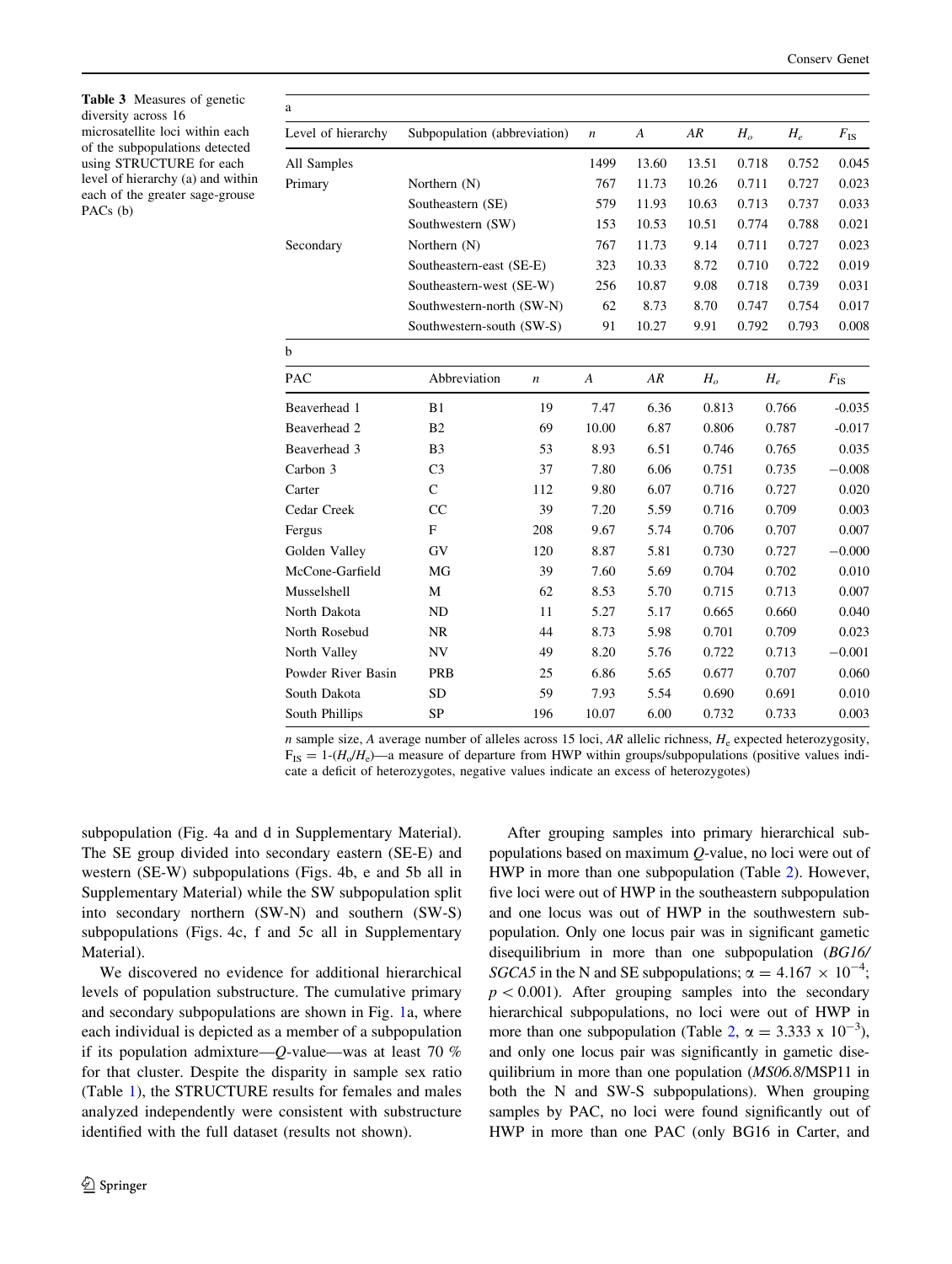**Table 3** Measures of genetic diversity across 16 microsatellite loci within each of the subpopulations detected using STRUCTURE for each level of hierarchy (a) and within each of the greater sage-grouse PACs (b)

a

| Level of hierarchy | Subpopulation (abbreviation) | $n$ | $A$ | $AR$ | $H_o$ | $H_e$ | $F_{IS}$ |
|---|---|---|---|---|---|---|---|
| All Samples | | 1499 | 13.60 | 13.51 | 0.718 | 0.752 | 0.045 |
| Primary | Northern (N) | 767 | 11.73 | 10.26 | 0.711 | 0.727 | 0.023 |
| | Southeastern (SE) | 579 | 11.93 | 10.63 | 0.713 | 0.737 | 0.033 |
| | Southwestern (SW) | 153 | 10.53 | 10.51 | 0.774 | 0.788 | 0.021 |
| Secondary | Northern (N) | 767 | 11.73 | 9.14 | 0.711 | 0.727 | 0.023 |
| | Southeastern-east (SE-E) | 323 | 10.33 | 8.72 | 0.710 | 0.722 | 0.019 |
| | Southeastern-west (SE-W) | 256 | 10.87 | 9.08 | 0.718 | 0.739 | 0.031 |
| | Southwestern-north (SW-N) | 62 | 8.73 | 8.70 | 0.747 | 0.754 | 0.017 |
| | Southwestern-south (SW-S) | 91 | 10.27 | 9.91 | 0.792 | 0.793 | 0.008 |

b

| PAC | Abbreviation | $n$ | $A$ | $AR$ | $H_o$ | $H_e$ | $F_{IS}$ |
|---|---|---|---|---|---|---|---|
| Beaverhead 1 | B1 | 19 | 7.47 | 6.36 | 0.813 | 0.766 | -0.035 |
| Beaverhead 2 | B2 | 69 | 10.00 | 6.87 | 0.806 | 0.787 | -0.017 |
| Beaverhead 3 | B3 | 53 | 8.93 | 6.51 | 0.746 | 0.765 | 0.035 |
| Carbon 3 | C3 | 37 | 7.80 | 6.06 | 0.751 | 0.735 | −0.008 |
| Carter | C | 112 | 9.80 | 6.07 | 0.716 | 0.727 | 0.020 |
| Cedar Creek | CC | 39 | 7.20 | 5.59 | 0.716 | 0.709 | 0.003 |
| Fergus | F | 208 | 9.67 | 5.74 | 0.706 | 0.707 | 0.007 |
| Golden Valley | GV | 120 | 8.87 | 5.81 | 0.730 | 0.727 | −0.000 |
| McCone-Garfield | MG | 39 | 7.60 | 5.69 | 0.704 | 0.702 | 0.010 |
| Musselshell | M | 62 | 8.53 | 5.70 | 0.715 | 0.713 | 0.007 |
| North Dakota | ND | 11 | 5.27 | 5.17 | 0.665 | 0.660 | 0.040 |
| North Rosebud | NR | 44 | 8.73 | 5.98 | 0.701 | 0.709 | 0.023 |
| North Valley | NV | 49 | 8.20 | 5.76 | 0.722 | 0.713 | −0.001 |
| Powder River Basin | PRB | 25 | 6.86 | 5.65 | 0.677 | 0.707 | 0.060 |
| South Dakota | SD | 59 | 7.93 | 5.54 | 0.690 | 0.691 | 0.010 |
| South Phillips | SP | 196 | 10.07 | 6.00 | 0.732 | 0.733 | 0.003 |

$n$ sample size, $A$ average number of alleles across 15 loci, $AR$ allelic richness, $H_e$ expected heterozygosity, $F_{IS} = 1\text{-}(H_o/H_e)$—a measure of departure from HWP within groups/subpopulations (positive values indicate a deficit of heterozygotes, negative values indicate an excess of heterozygotes)

subpopulation (Fig. 4a and d in Supplementary Material). The SE group divided into secondary eastern (SE-E) and western (SE-W) subpopulations (Figs. 4b, e and 5b all in Supplementary Material) while the SW subpopulation split into secondary northern (SW-N) and southern (SW-S) subpopulations (Figs. 4c, f and 5c all in Supplementary Material).

We discovered no evidence for additional hierarchical levels of population substructure. The cumulative primary and secondary subpopulations are shown in Fig. 1a, where each individual is depicted as a member of a subpopulation if its population admixture—$Q$-value—was at least 70 % for that cluster. Despite the disparity in sample sex ratio (Table 1), the STRUCTURE results for females and males analyzed independently were consistent with substructure identified with the full dataset (results not shown).

After grouping samples into primary hierarchical subpopulations based on maximum $Q$-value, no loci were out of HWP in more than one subpopulation (Table 2). However, five loci were out of HWP in the southeastern subpopulation and one locus was out of HWP in the southwestern subpopulation. Only one locus pair was in significant gametic disequilibrium in more than one subpopulation (*BG16/SGCA5* in the N and SE subpopulations; $\alpha = 4.167 \times 10^{-4}$; $p < 0.001$). After grouping samples into the secondary hierarchical subpopulations, no loci were out of HWP in more than one subpopulation (Table 2, $\alpha = 3.333 \times 10^{-3}$), and only one locus pair was significantly in gametic disequilibrium in more than one population (*MS06.8*/MSP11 in both the N and SW-S subpopulations). When grouping samples by PAC, no loci were found significantly out of HWP in more than one PAC (only BG16 in Carter, and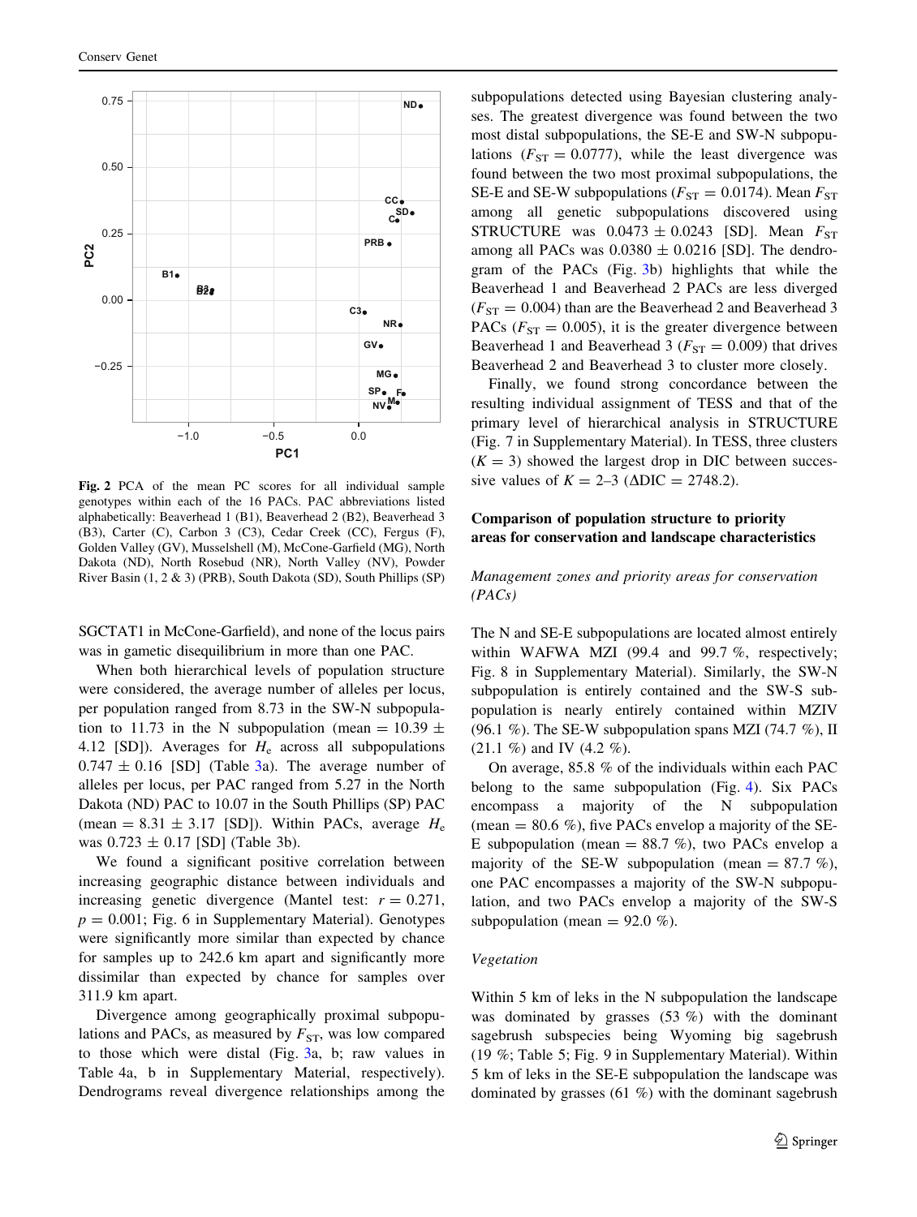Fig. 2 PCA of the mean PC scores for all individual sample genotypes within each of the 16 PACs. PAC abbreviations listed alphabetically: Beaverhead 1 (B1), Beaverhead 2 (B2), Beaverhead 3 (B3), Carter (C), Carbon 3 (C3), Cedar Creek (CC), Fergus (F), Golden Valley (GV), Musselshell (M), McCone-Garfield (MG), North Dakota (ND), North Rosebud (NR), North Valley (NV), Powder River Basin (1, 2 & 3) (PRB), South Dakota (SD), South Phillips (SP)

SGCTAT1 in McCone-Garfield), and none of the locus pairs was in gametic disequilibrium in more than one PAC.

When both hierarchical levels of population structure were considered, the average number of alleles per locus, per population ranged from 8.73 in the SW-N subpopulation to 11.73 in the N subpopulation (mean = 10.39 ± 4.12 [SD]). Averages for $H_e$ across all subpopulations 0.747 ± 0.16 [SD] (Table 3a). The average number of alleles per locus, per PAC ranged from 5.27 in the North Dakota (ND) PAC to 10.07 in the South Phillips (SP) PAC (mean = 8.31 ± 3.17 [SD]). Within PACs, average $H_e$ was 0.723 ± 0.17 [SD] (Table 3b).

We found a significant positive correlation between increasing geographic distance between individuals and increasing genetic divergence (Mantel test: $r = 0.271$, $p = 0.001$; Fig. 6 in Supplementary Material). Genotypes were significantly more similar than expected by chance for samples up to 242.6 km apart and significantly more dissimilar than expected by chance for samples over 311.9 km apart.

Divergence among geographically proximal subpopulations and PACs, as measured by $F_{ST}$, was low compared to those which were distal (Fig. 3a, b; raw values in Table 4a, b in Supplementary Material, respectively). Dendrograms reveal divergence relationships among the subpopulations detected using Bayesian clustering analyses. The greatest divergence was found between the two most distal subpopulations, the SE-E and SW-N subpopulations ($F_{ST} = 0.0777$), while the least divergence was found between the two most proximal subpopulations, the SE-E and SE-W subpopulations ($F_{ST} = 0.0174$). Mean $F_{ST}$ among all genetic subpopulations discovered using STRUCTURE was 0.0473 ± 0.0243 [SD]. Mean $F_{ST}$ among all PACs was 0.0380 ± 0.0216 [SD]. The dendrogram of the PACs (Fig. 3b) highlights that while the Beaverhead 1 and Beaverhead 2 PACs are less diverged ($F_{ST} = 0.004$) than are the Beaverhead 2 and Beaverhead 3 PACs ($F_{ST} = 0.005$), it is the greater divergence between Beaverhead 1 and Beaverhead 3 ($F_{ST} = 0.009$) that drives Beaverhead 2 and Beaverhead 3 to cluster more closely.

Finally, we found strong concordance between the resulting individual assignment of TESS and that of the primary level of hierarchical analysis in STRUCTURE (Fig. 7 in Supplementary Material). In TESS, three clusters ($K = 3$) showed the largest drop in DIC between successive values of $K$ = 2–3 (ΔDIC = 2748.2).

## Comparison of population structure to priority areas for conservation and landscape characteristics

### *Management zones and priority areas for conservation (PACs)*

The N and SE-E subpopulations are located almost entirely within WAFWA MZI (99.4 and 99.7 %, respectively; Fig. 8 in Supplementary Material). Similarly, the SW-N subpopulation is entirely contained and the SW-S subpopulation is nearly entirely contained within MZIV (96.1 %). The SE-W subpopulation spans MZI (74.7 %), II (21.1 %) and IV (4.2 %).

On average, 85.8 % of the individuals within each PAC belong to the same subpopulation (Fig. 4). Six PACs encompass a majority of the N subpopulation (mean = 80.6 %), five PACs envelop a majority of the SE-E subpopulation (mean = 88.7 %), two PACs envelop a majority of the SE-W subpopulation (mean = 87.7 %), one PAC encompasses a majority of the SW-N subpopulation, and two PACs envelop a majority of the SW-S subpopulation (mean = 92.0 %).

### *Vegetation*

Within 5 km of leks in the N subpopulation the landscape was dominated by grasses (53 %) with the dominant sagebrush subspecies being Wyoming big sagebrush (19 %; Table 5; Fig. 9 in Supplementary Material). Within 5 km of leks in the SE-E subpopulation the landscape was dominated by grasses (61 %) with the dominant sagebrush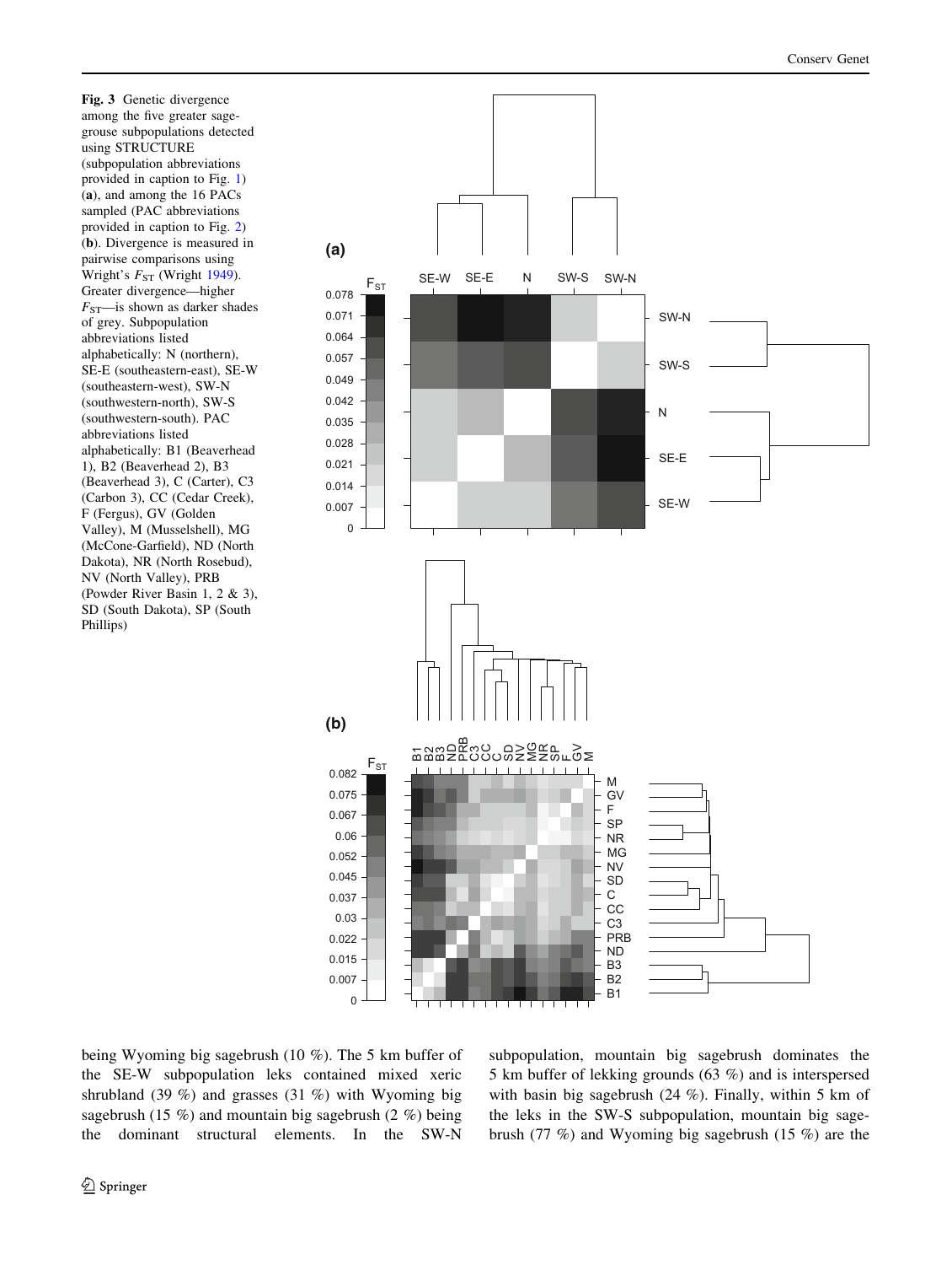**Fig. 3** Genetic divergence among the five greater sage-grouse subpopulations detected using STRUCTURE (subpopulation abbreviations provided in caption to Fig. 1) (**a**), and among the 16 PACs sampled (PAC abbreviations provided in caption to Fig. 2) (**b**). Divergence is measured in pairwise comparisons using Wright's $F_{ST}$ (Wright 1949). Greater divergence—higher $F_{ST}$—is shown as darker shades of grey. Subpopulation abbreviations listed alphabetically: N (northern), SE-E (southeastern-east), SE-W (southeastern-west), SW-N (southwestern-north), SW-S (southwestern-south). PAC abbreviations listed alphabetically: B1 (Beaverhead 1), B2 (Beaverhead 2), B3 (Beaverhead 3), C (Carter), C3 (Carbon 3), CC (Cedar Creek), F (Fergus), GV (Golden Valley), M (Musselshell), MG (McCone-Garfield), ND (North Dakota), NR (North Rosebud), NV (North Valley), PRB (Powder River Basin 1, 2 & 3), SD (South Dakota), SP (South Phillips)

being Wyoming big sagebrush (10 %). The 5 km buffer of the SE-W subpopulation leks contained mixed xeric shrubland (39 %) and grasses (31 %) with Wyoming big sagebrush (15 %) and mountain big sagebrush (2 %) being the dominant structural elements. In the SW-N subpopulation, mountain big sagebrush dominates the 5 km buffer of lekking grounds (63 %) and is interspersed with basin big sagebrush (24 %). Finally, within 5 km of the leks in the SW-S subpopulation, mountain big sagebrush (77 %) and Wyoming big sagebrush (15 %) are the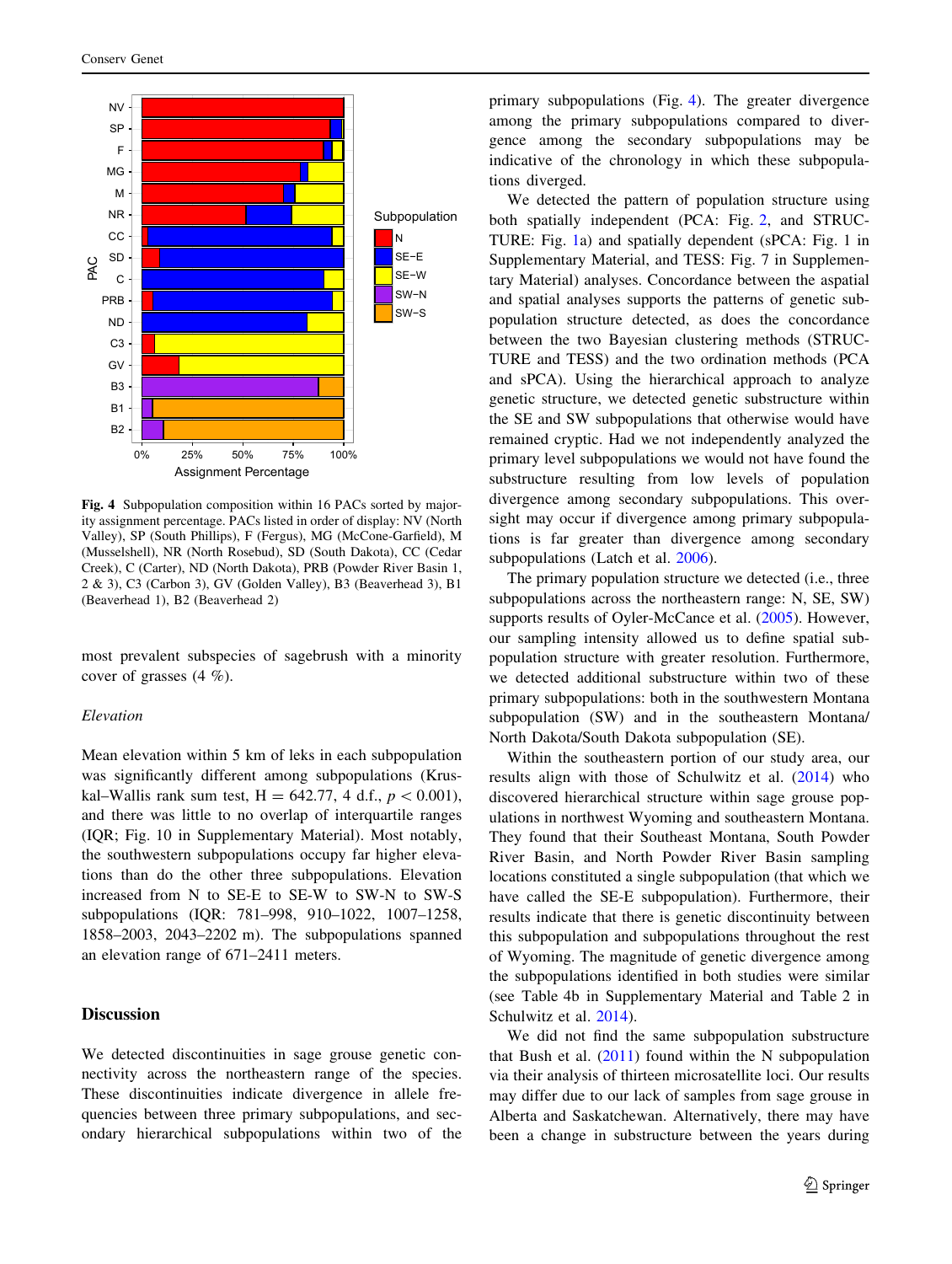Fig. 4 Subpopulation composition within 16 PACs sorted by majority assignment percentage. PACs listed in order of display: NV (North Valley), SP (South Phillips), F (Fergus), MG (McCone-Garfield), M (Musselshell), NR (North Rosebud), SD (South Dakota), CC (Cedar Creek), C (Carter), ND (North Dakota), PRB (Powder River Basin 1, 2 & 3), C3 (Carbon 3), GV (Golden Valley), B3 (Beaverhead 3), B1 (Beaverhead 1), B2 (Beaverhead 2)

most prevalent subspecies of sagebrush with a minority cover of grasses (4 %).

*Elevation*

Mean elevation within 5 km of leks in each subpopulation was significantly different among subpopulations (Kruskal–Wallis rank sum test, H = 642.77, 4 d.f., $p < 0.001$), and there was little to no overlap of interquartile ranges (IQR; Fig. 10 in Supplementary Material). Most notably, the southwestern subpopulations occupy far higher elevations than do the other three subpopulations. Elevation increased from N to SE-E to SE-W to SW-N to SW-S subpopulations (IQR: 781–998, 910–1022, 1007–1258, 1858–2003, 2043–2202 m). The subpopulations spanned an elevation range of 671–2411 meters.

## Discussion

We detected discontinuities in sage grouse genetic connectivity across the northeastern range of the species. These discontinuities indicate divergence in allele frequencies between three primary subpopulations, and secondary hierarchical subpopulations within two of the primary subpopulations (Fig. 4). The greater divergence among the primary subpopulations compared to divergence among the secondary subpopulations may be indicative of the chronology in which these subpopulations diverged.

We detected the pattern of population structure using both spatially independent (PCA: Fig. 2, and STRUCTURE: Fig. 1a) and spatially dependent (sPCA: Fig. 1 in Supplementary Material, and TESS: Fig. 7 in Supplementary Material) analyses. Concordance between the aspatial and spatial analyses supports the patterns of genetic subpopulation structure detected, as does the concordance between the two Bayesian clustering methods (STRUCTURE and TESS) and the two ordination methods (PCA and sPCA). Using the hierarchical approach to analyze genetic structure, we detected genetic substructure within the SE and SW subpopulations that otherwise would have remained cryptic. Had we not independently analyzed the primary level subpopulations we would not have found the substructure resulting from low levels of population divergence among secondary subpopulations. This oversight may occur if divergence among primary subpopulations is far greater than divergence among secondary subpopulations (Latch et al. 2006).

The primary population structure we detected (i.e., three subpopulations across the northeastern range: N, SE, SW) supports results of Oyler-McCance et al. (2005). However, our sampling intensity allowed us to define spatial subpopulation structure with greater resolution. Furthermore, we detected additional substructure within two of these primary subpopulations: both in the southwestern Montana subpopulation (SW) and in the southeastern Montana/North Dakota/South Dakota subpopulation (SE).

Within the southeastern portion of our study area, our results align with those of Schulwitz et al. (2014) who discovered hierarchical structure within sage grouse populations in northwest Wyoming and southeastern Montana. They found that their Southeast Montana, South Powder River Basin, and North Powder River Basin sampling locations constituted a single subpopulation (that which we have called the SE-E subpopulation). Furthermore, their results indicate that there is genetic discontinuity between this subpopulation and subpopulations throughout the rest of Wyoming. The magnitude of genetic divergence among the subpopulations identified in both studies were similar (see Table 4b in Supplementary Material and Table 2 in Schulwitz et al. 2014).

We did not find the same subpopulation substructure that Bush et al. (2011) found within the N subpopulation via their analysis of thirteen microsatellite loci. Our results may differ due to our lack of samples from sage grouse in Alberta and Saskatchewan. Alternatively, there may have been a change in substructure between the years during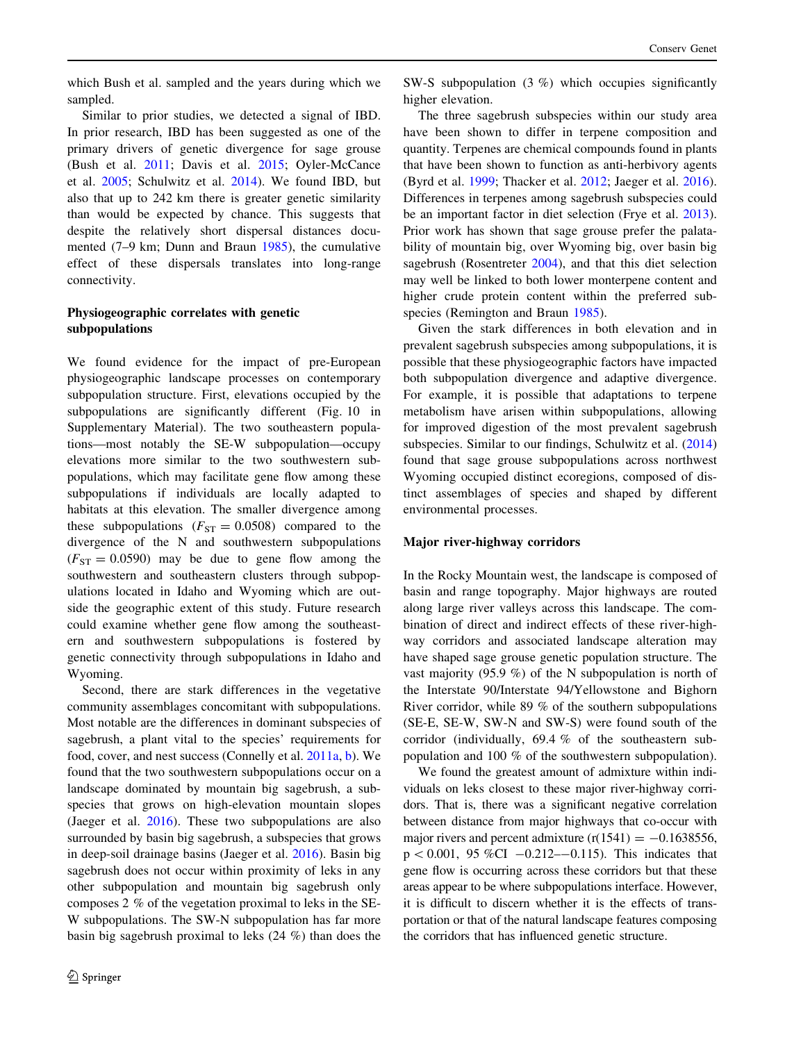which Bush et al. sampled and the years during which we sampled.

Similar to prior studies, we detected a signal of IBD. In prior research, IBD has been suggested as one of the primary drivers of genetic divergence for sage grouse (Bush et al. 2011; Davis et al. 2015; Oyler-McCance et al. 2005; Schulwitz et al. 2014). We found IBD, but also that up to 242 km there is greater genetic similarity than would be expected by chance. This suggests that despite the relatively short dispersal distances documented (7–9 km; Dunn and Braun 1985), the cumulative effect of these dispersals translates into long-range connectivity.

### Physiogeographic correlates with genetic subpopulations

We found evidence for the impact of pre-European physiogeographic landscape processes on contemporary subpopulation structure. First, elevations occupied by the subpopulations are significantly different (Fig. 10 in Supplementary Material). The two southeastern populations—most notably the SE-W subpopulation—occupy elevations more similar to the two southwestern subpopulations, which may facilitate gene flow among these subpopulations if individuals are locally adapted to habitats at this elevation. The smaller divergence among these subpopulations ($F_{ST} = 0.0508$) compared to the divergence of the N and southwestern subpopulations ($F_{ST} = 0.0590$) may be due to gene flow among the southwestern and southeastern clusters through subpopulations located in Idaho and Wyoming which are outside the geographic extent of this study. Future research could examine whether gene flow among the southeastern and southwestern subpopulations is fostered by genetic connectivity through subpopulations in Idaho and Wyoming.

Second, there are stark differences in the vegetative community assemblages concomitant with subpopulations. Most notable are the differences in dominant subspecies of sagebrush, a plant vital to the species' requirements for food, cover, and nest success (Connelly et al. 2011a, b). We found that the two southwestern subpopulations occur on a landscape dominated by mountain big sagebrush, a subspecies that grows on high-elevation mountain slopes (Jaeger et al. 2016). These two subpopulations are also surrounded by basin big sagebrush, a subspecies that grows in deep-soil drainage basins (Jaeger et al. 2016). Basin big sagebrush does not occur within proximity of leks in any other subpopulation and mountain big sagebrush only composes 2 % of the vegetation proximal to leks in the SE-W subpopulations. The SW-N subpopulation has far more basin big sagebrush proximal to leks (24 %) than does the SW-S subpopulation (3 %) which occupies significantly higher elevation.

The three sagebrush subspecies within our study area have been shown to differ in terpene composition and quantity. Terpenes are chemical compounds found in plants that have been shown to function as anti-herbivory agents (Byrd et al. 1999; Thacker et al. 2012; Jaeger et al. 2016). Differences in terpenes among sagebrush subspecies could be an important factor in diet selection (Frye et al. 2013). Prior work has shown that sage grouse prefer the palatability of mountain big, over Wyoming big, over basin big sagebrush (Rosentreter 2004), and that this diet selection may well be linked to both lower monterpene content and higher crude protein content within the preferred subspecies (Remington and Braun 1985).

Given the stark differences in both elevation and in prevalent sagebrush subspecies among subpopulations, it is possible that these physiogeographic factors have impacted both subpopulation divergence and adaptive divergence. For example, it is possible that adaptations to terpene metabolism have arisen within subpopulations, allowing for improved digestion of the most prevalent sagebrush subspecies. Similar to our findings, Schulwitz et al. (2014) found that sage grouse subpopulations across northwest Wyoming occupied distinct ecoregions, composed of distinct assemblages of species and shaped by different environmental processes.

### Major river-highway corridors

In the Rocky Mountain west, the landscape is composed of basin and range topography. Major highways are routed along large river valleys across this landscape. The combination of direct and indirect effects of these river-highway corridors and associated landscape alteration may have shaped sage grouse genetic population structure. The vast majority (95.9 %) of the N subpopulation is north of the Interstate 90/Interstate 94/Yellowstone and Bighorn River corridor, while 89 % of the southern subpopulations (SE-E, SE-W, SW-N and SW-S) were found south of the corridor (individually, 69.4 % of the southeastern subpopulation and 100 % of the southwestern subpopulation).

We found the greatest amount of admixture within individuals on leks closest to these major river-highway corridors. That is, there was a significant negative correlation between distance from major highways that co-occur with major rivers and percent admixture ($r(1541) = -0.1638556$, $p < 0.001$, 95 %CI $-0.212$–$-0.115$). This indicates that gene flow is occurring across these corridors but that these areas appear to be where subpopulations interface. However, it is difficult to discern whether it is the effects of transportation or that of the natural landscape features composing the corridors that has influenced genetic structure.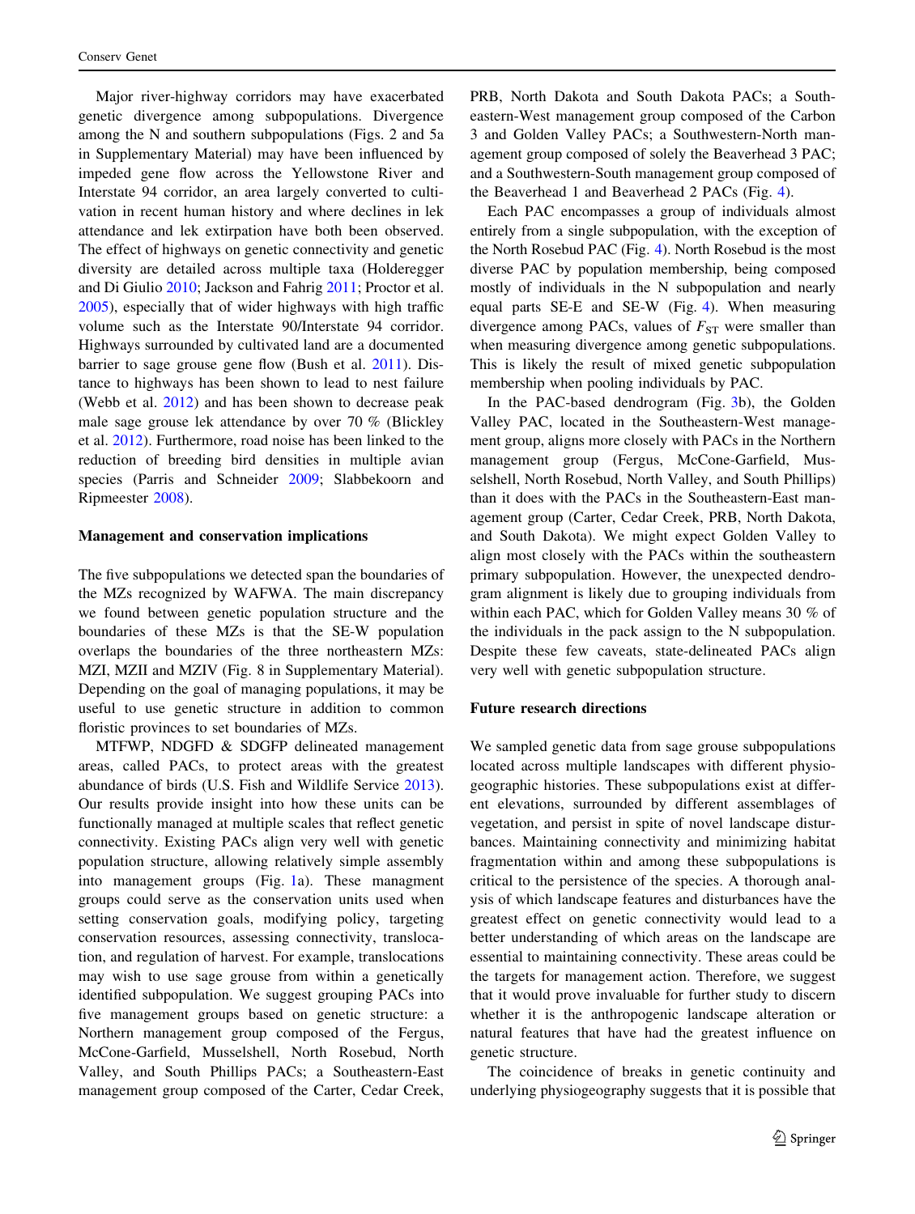Major river-highway corridors may have exacerbated genetic divergence among subpopulations. Divergence among the N and southern subpopulations (Figs. 2 and 5a in Supplementary Material) may have been influenced by impeded gene flow across the Yellowstone River and Interstate 94 corridor, an area largely converted to cultivation in recent human history and where declines in lek attendance and lek extirpation have both been observed. The effect of highways on genetic connectivity and genetic diversity are detailed across multiple taxa (Holderegger and Di Giulio 2010; Jackson and Fahrig 2011; Proctor et al. 2005), especially that of wider highways with high traffic volume such as the Interstate 90/Interstate 94 corridor. Highways surrounded by cultivated land are a documented barrier to sage grouse gene flow (Bush et al. 2011). Distance to highways has been shown to lead to nest failure (Webb et al. 2012) and has been shown to decrease peak male sage grouse lek attendance by over 70 % (Blickley et al. 2012). Furthermore, road noise has been linked to the reduction of breeding bird densities in multiple avian species (Parris and Schneider 2009; Slabbekoorn and Ripmeester 2008).

### Management and conservation implications

The five subpopulations we detected span the boundaries of the MZs recognized by WAFWA. The main discrepancy we found between genetic population structure and the boundaries of these MZs is that the SE-W population overlaps the boundaries of the three northeastern MZs: MZI, MZII and MZIV (Fig. 8 in Supplementary Material). Depending on the goal of managing populations, it may be useful to use genetic structure in addition to common floristic provinces to set boundaries of MZs.

MTFWP, NDGFD & SDGFP delineated management areas, called PACs, to protect areas with the greatest abundance of birds (U.S. Fish and Wildlife Service 2013). Our results provide insight into how these units can be functionally managed at multiple scales that reflect genetic connectivity. Existing PACs align very well with genetic population structure, allowing relatively simple assembly into management groups (Fig. 1a). These managment groups could serve as the conservation units used when setting conservation goals, modifying policy, targeting conservation resources, assessing connectivity, translocation, and regulation of harvest. For example, translocations may wish to use sage grouse from within a genetically identified subpopulation. We suggest grouping PACs into five management groups based on genetic structure: a Northern management group composed of the Fergus, McCone-Garfield, Musselshell, North Rosebud, North Valley, and South Phillips PACs; a Southeastern-East management group composed of the Carter, Cedar Creek, PRB, North Dakota and South Dakota PACs; a Southeastern-West management group composed of the Carbon 3 and Golden Valley PACs; a Southwestern-North management group composed of solely the Beaverhead 3 PAC; and a Southwestern-South management group composed of the Beaverhead 1 and Beaverhead 2 PACs (Fig. 4).

Each PAC encompasses a group of individuals almost entirely from a single subpopulation, with the exception of the North Rosebud PAC (Fig. 4). North Rosebud is the most diverse PAC by population membership, being composed mostly of individuals in the N subpopulation and nearly equal parts SE-E and SE-W (Fig. 4). When measuring divergence among PACs, values of $F_{ST}$ were smaller than when measuring divergence among genetic subpopulations. This is likely the result of mixed genetic subpopulation membership when pooling individuals by PAC.

In the PAC-based dendrogram (Fig. 3b), the Golden Valley PAC, located in the Southeastern-West management group, aligns more closely with PACs in the Northern management group (Fergus, McCone-Garfield, Musselshell, North Rosebud, North Valley, and South Phillips) than it does with the PACs in the Southeastern-East management group (Carter, Cedar Creek, PRB, North Dakota, and South Dakota). We might expect Golden Valley to align most closely with the PACs within the southeastern primary subpopulation. However, the unexpected dendrogram alignment is likely due to grouping individuals from within each PAC, which for Golden Valley means 30 % of the individuals in the pack assign to the N subpopulation. Despite these few caveats, state-delineated PACs align very well with genetic subpopulation structure.

### Future research directions

We sampled genetic data from sage grouse subpopulations located across multiple landscapes with different physiogeographic histories. These subpopulations exist at different elevations, surrounded by different assemblages of vegetation, and persist in spite of novel landscape disturbances. Maintaining connectivity and minimizing habitat fragmentation within and among these subpopulations is critical to the persistence of the species. A thorough analysis of which landscape features and disturbances have the greatest effect on genetic connectivity would lead to a better understanding of which areas on the landscape are essential to maintaining connectivity. These areas could be the targets for management action. Therefore, we suggest that it would prove invaluable for further study to discern whether it is the anthropogenic landscape alteration or natural features that have had the greatest influence on genetic structure.

The coincidence of breaks in genetic continuity and underlying physiogeography suggests that it is possible that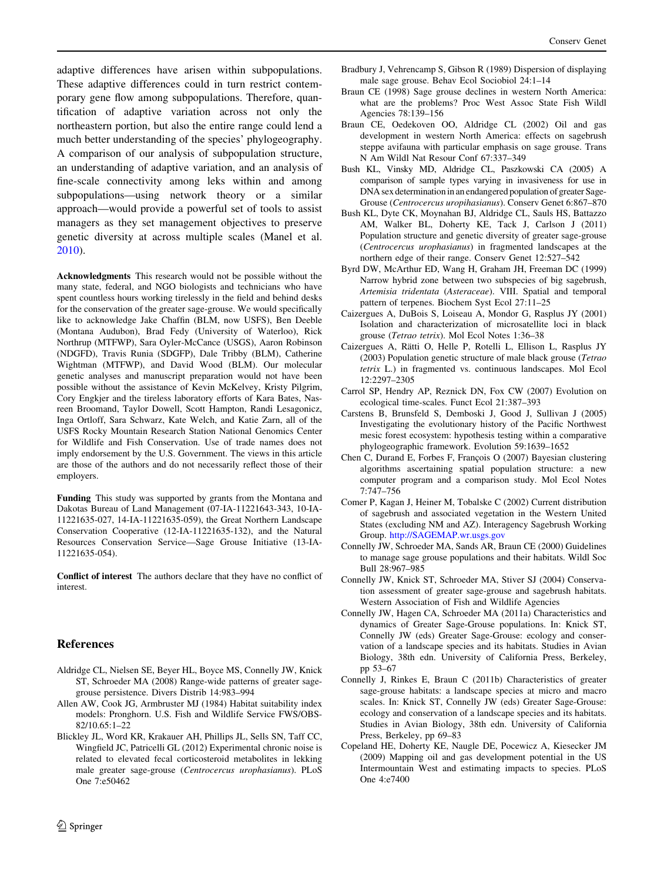adaptive differences have arisen within subpopulations. These adaptive differences could in turn restrict contemporary gene flow among subpopulations. Therefore, quantification of adaptive variation across not only the northeastern portion, but also the entire range could lend a much better understanding of the species' phylogeography. A comparison of our analysis of subpopulation structure, an understanding of adaptive variation, and an analysis of fine-scale connectivity among leks within and among subpopulations—using network theory or a similar approach—would provide a powerful set of tools to assist managers as they set management objectives to preserve genetic diversity at across multiple scales (Manel et al. 2010).

**Acknowledgments** This research would not be possible without the many state, federal, and NGO biologists and technicians who have spent countless hours working tirelessly in the field and behind desks for the conservation of the greater sage-grouse. We would specifically like to acknowledge Jake Chaffin (BLM, now USFS), Ben Deeble (Montana Audubon), Brad Fedy (University of Waterloo), Rick Northrup (MTFWP), Sara Oyler-McCance (USGS), Aaron Robinson (NDGFD), Travis Runia (SDGFP), Dale Tribby (BLM), Catherine Wightman (MTFWP), and David Wood (BLM). Our molecular genetic analyses and manuscript preparation would not have been possible without the assistance of Kevin McKelvey, Kristy Pilgrim, Cory Engkjer and the tireless laboratory efforts of Kara Bates, Nasreen Broomand, Taylor Dowell, Scott Hampton, Randi Lesagonicz, Inga Ortloff, Sara Schwarz, Kate Welch, and Katie Zarn, all of the USFS Rocky Mountain Research Station National Genomics Center for Wildlife and Fish Conservation. Use of trade names does not imply endorsement by the U.S. Government. The views in this article are those of the authors and do not necessarily reflect those of their employers.

**Funding** This study was supported by grants from the Montana and Dakotas Bureau of Land Management (07-IA-11221643-343, 10-IA-11221635-027, 14-IA-11221635-059), the Great Northern Landscape Conservation Cooperative (12-IA-11221635-132), and the Natural Resources Conservation Service—Sage Grouse Initiative (13-IA-11221635-054).

**Conflict of interest** The authors declare that they have no conflict of interest.

## References

Aldridge CL, Nielsen SE, Beyer HL, Boyce MS, Connelly JW, Knick ST, Schroeder MA (2008) Range-wide patterns of greater sage-grouse persistence. Divers Distrib 14:983–994

Allen AW, Cook JG, Armbruster MJ (1984) Habitat suitability index models: Pronghorn. U.S. Fish and Wildlife Service FWS/OBS-82/10.65:1–22

Blickley JL, Word KR, Krakauer AH, Phillips JL, Sells SN, Taff CC, Wingfield JC, Patricelli GL (2012) Experimental chronic noise is related to elevated fecal corticosteroid metabolites in lekking male greater sage-grouse (*Centrocercus urophasianus*). PLoS One 7:e50462

Bradbury J, Vehrencamp S, Gibson R (1989) Dispersion of displaying male sage grouse. Behav Ecol Sociobiol 24:1–14

Braun CE (1998) Sage grouse declines in western North America: what are the problems? Proc West Assoc State Fish Wildl Agencies 78:139–156

Braun CE, Oedekoven OO, Aldridge CL (2002) Oil and gas development in western North America: effects on sagebrush steppe avifauna with particular emphasis on sage grouse. Trans N Am Wildl Nat Resour Conf 67:337–349

Bush KL, Vinsky MD, Aldridge CL, Paszkowski CA (2005) A comparison of sample types varying in invasiveness for use in DNA sex determination in an endangered population of greater Sage-Grouse (*Centrocercus uropihasianus*). Conserv Genet 6:867–870

Bush KL, Dyte CK, Moynahan BJ, Aldridge CL, Sauls HS, Battazzo AM, Walker BL, Doherty KE, Tack J, Carlson J (2011) Population structure and genetic diversity of greater sage-grouse (*Centrocercus urophasianus*) in fragmented landscapes at the northern edge of their range. Conserv Genet 12:527–542

Byrd DW, McArthur ED, Wang H, Graham JH, Freeman DC (1999) Narrow hybrid zone between two subspecies of big sagebrush, *Artemisia tridentata* (*Asteraceae*). VIII. Spatial and temporal pattern of terpenes. Biochem Syst Ecol 27:11–25

Caizergues A, DuBois S, Loiseau A, Mondor G, Rasplus JY (2001) Isolation and characterization of microsatellite loci in black grouse (*Tetrao tetrix*). Mol Ecol Notes 1:36–38

Caizergues A, Rätti O, Helle P, Rotelli L, Ellison L, Rasplus JY (2003) Population genetic structure of male black grouse (*Tetrao tetrix* L.) in fragmented vs. continuous landscapes. Mol Ecol 12:2297–2305

Carrol SP, Hendry AP, Reznick DN, Fox CW (2007) Evolution on ecological time-scales. Funct Ecol 21:387–393

Carstens B, Brunsfeld S, Demboski J, Good J, Sullivan J (2005) Investigating the evolutionary history of the Pacific Northwest mesic forest ecosystem: hypothesis testing within a comparative phylogeographic framework. Evolution 59:1639–1652

Chen C, Durand E, Forbes F, François O (2007) Bayesian clustering algorithms ascertaining spatial population structure: a new computer program and a comparison study. Mol Ecol Notes 7:747–756

Comer P, Kagan J, Heiner M, Tobalske C (2002) Current distribution of sagebrush and associated vegetation in the Western United States (excluding NM and AZ). Interagency Sagebrush Working Group. http://SAGEMAP.wr.usgs.gov

Connelly JW, Schroeder MA, Sands AR, Braun CE (2000) Guidelines to manage sage grouse populations and their habitats. Wildl Soc Bull 28:967–985

Connelly JW, Knick ST, Schroeder MA, Stiver SJ (2004) Conservation assessment of greater sage-grouse and sagebrush habitats. Western Association of Fish and Wildlife Agencies

Connelly JW, Hagen CA, Schroeder MA (2011a) Characteristics and dynamics of Greater Sage-Grouse populations. In: Knick ST, Connelly JW (eds) Greater Sage-Grouse: ecology and conservation of a landscape species and its habitats. Studies in Avian Biology, 38th edn. University of California Press, Berkeley, pp 53–67

Connelly J, Rinkes E, Braun C (2011b) Characteristics of greater sage-grouse habitats: a landscape species at micro and macro scales. In: Knick ST, Connelly JW (eds) Greater Sage-Grouse: ecology and conservation of a landscape species and its habitats. Studies in Avian Biology, 38th edn. University of California Press, Berkeley, pp 69–83

Copeland HE, Doherty KE, Naugle DE, Pocewicz A, Kiesecker JM (2009) Mapping oil and gas development potential in the US Intermountain West and estimating impacts to species. PLoS One 4:e7400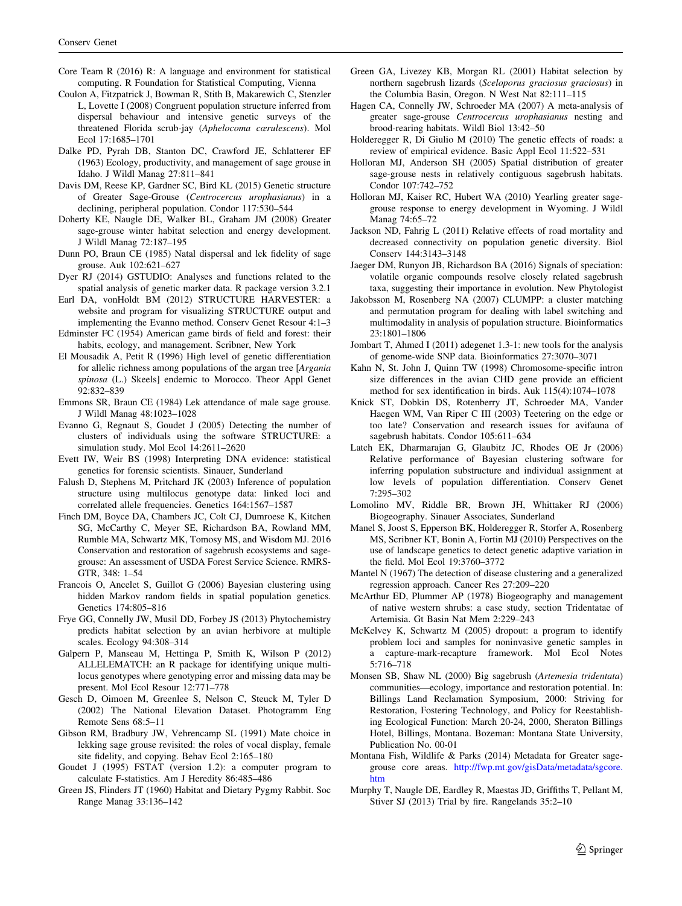Core Team R (2016) R: A language and environment for statistical computing. R Foundation for Statistical Computing, Vienna

Coulon A, Fitzpatrick J, Bowman R, Stith B, Makarewich C, Stenzler L, Lovette I (2008) Congruent population structure inferred from dispersal behaviour and intensive genetic surveys of the threatened Florida scrub-jay (*Aphelocoma cærulescens*). Mol Ecol 17:1685–1701

Dalke PD, Pyrah DB, Stanton DC, Crawford JE, Schlatterer EF (1963) Ecology, productivity, and management of sage grouse in Idaho. J Wildl Manag 27:811–841

Davis DM, Reese KP, Gardner SC, Bird KL (2015) Genetic structure of Greater Sage-Grouse (*Centrocercus urophasianus*) in a declining, peripheral population. Condor 117:530–544

Doherty KE, Naugle DE, Walker BL, Graham JM (2008) Greater sage-grouse winter habitat selection and energy development. J Wildl Manag 72:187–195

Dunn PO, Braun CE (1985) Natal dispersal and lek fidelity of sage grouse. Auk 102:621–627

Dyer RJ (2014) GSTUDIO: Analyses and functions related to the spatial analysis of genetic marker data. R package version 3.2.1

Earl DA, vonHoldt BM (2012) STRUCTURE HARVESTER: a website and program for visualizing STRUCTURE output and implementing the Evanno method. Conserv Genet Resour 4:1–3

Edminster FC (1954) American game birds of field and forest: their habits, ecology, and management. Scribner, New York

El Mousadik A, Petit R (1996) High level of genetic differentiation for allelic richness among populations of the argan tree [*Argania spinosa* (L.) Skeels] endemic to Morocco. Theor Appl Genet 92:832–839

Emmons SR, Braun CE (1984) Lek attendance of male sage grouse. J Wildl Manag 48:1023–1028

Evanno G, Regnaut S, Goudet J (2005) Detecting the number of clusters of individuals using the software STRUCTURE: a simulation study. Mol Ecol 14:2611–2620

Evett IW, Weir BS (1998) Interpreting DNA evidence: statistical genetics for forensic scientists. Sinauer, Sunderland

Falush D, Stephens M, Pritchard JK (2003) Inference of population structure using multilocus genotype data: linked loci and correlated allele frequencies. Genetics 164:1567–1587

Finch DM, Boyce DA, Chambers JC, Colt CJ, Dumroese K, Kitchen SG, McCarthy C, Meyer SE, Richardson BA, Rowland MM, Rumble MA, Schwartz MK, Tomosy MS, and Wisdom MJ. 2016 Conservation and restoration of sagebrush ecosystems and sage-grouse: An assessment of USDA Forest Service Science. RMRS-GTR, 348: 1–54

Francois O, Ancelet S, Guillot G (2006) Bayesian clustering using hidden Markov random fields in spatial population genetics. Genetics 174:805–816

Frye GG, Connelly JW, Musil DD, Forbey JS (2013) Phytochemistry predicts habitat selection by an avian herbivore at multiple scales. Ecology 94:308–314

Galpern P, Manseau M, Hettinga P, Smith K, Wilson P (2012) ALLELEMATCH: an R package for identifying unique multi-locus genotypes where genotyping error and missing data may be present. Mol Ecol Resour 12:771–778

Gesch D, Oimoen M, Greenlee S, Nelson C, Steuck M, Tyler D (2002) The National Elevation Dataset. Photogramm Eng Remote Sens 68:5–11

Gibson RM, Bradbury JW, Vehrencamp SL (1991) Mate choice in lekking sage grouse revisited: the roles of vocal display, female site fidelity, and copying. Behav Ecol 2:165–180

Goudet J (1995) FSTAT (version 1.2): a computer program to calculate F-statistics. Am J Heredity 86:485–486

Green JS, Flinders JT (1960) Habitat and Dietary Pygmy Rabbit. Soc Range Manag 33:136–142

Green GA, Livezey KB, Morgan RL (2001) Habitat selection by northern sagebrush lizards (*Sceloporus graciosus graciosus*) in the Columbia Basin, Oregon. N West Nat 82:111–115

Hagen CA, Connelly JW, Schroeder MA (2007) A meta-analysis of greater sage-grouse *Centrocercus urophasianus* nesting and brood-rearing habitats. Wildl Biol 13:42–50

Holderegger R, Di Giulio M (2010) The genetic effects of roads: a review of empirical evidence. Basic Appl Ecol 11:522–531

Holloran MJ, Anderson SH (2005) Spatial distribution of greater sage-grouse nests in relatively contiguous sagebrush habitats. Condor 107:742–752

Holloran MJ, Kaiser RC, Hubert WA (2010) Yearling greater sage-grouse response to energy development in Wyoming. J Wildl Manag 74:65–72

Jackson ND, Fahrig L (2011) Relative effects of road mortality and decreased connectivity on population genetic diversity. Biol Conserv 144:3143–3148

Jaeger DM, Runyon JB, Richardson BA (2016) Signals of speciation: volatile organic compounds resolve closely related sagebrush taxa, suggesting their importance in evolution. New Phytologist

Jakobsson M, Rosenberg NA (2007) CLUMPP: a cluster matching and permutation program for dealing with label switching and multimodality in analysis of population structure. Bioinformatics 23:1801–1806

Jombart T, Ahmed I (2011) adegenet 1.3-1: new tools for the analysis of genome-wide SNP data. Bioinformatics 27:3070–3071

Kahn N, St. John J, Quinn TW (1998) Chromosome-specific intron size differences in the avian CHD gene provide an efficient method for sex identification in birds. Auk 115(4):1074–1078

Knick ST, Dobkin DS, Rotenberry JT, Schroeder MA, Vander Haegen WM, Van Riper C III (2003) Teetering on the edge or too late? Conservation and research issues for avifauna of sagebrush habitats. Condor 105:611–634

Latch EK, Dharmarajan G, Glaubitz JC, Rhodes OE Jr (2006) Relative performance of Bayesian clustering software for inferring population substructure and individual assignment at low levels of population differentiation. Conserv Genet 7:295–302

Lomolino MV, Riddle BR, Brown JH, Whittaker RJ (2006) Biogeography. Sinauer Associates, Sunderland

Manel S, Joost S, Epperson BK, Holderegger R, Storfer A, Rosenberg MS, Scribner KT, Bonin A, Fortin MJ (2010) Perspectives on the use of landscape genetics to detect genetic adaptive variation in the field. Mol Ecol 19:3760–3772

Mantel N (1967) The detection of disease clustering and a generalized regression approach. Cancer Res 27:209–220

McArthur ED, Plummer AP (1978) Biogeography and management of native western shrubs: a case study, section Tridentatae of Artemisia. Gt Basin Nat Mem 2:229–243

McKelvey K, Schwartz M (2005) dropout: a program to identify problem loci and samples for noninvasive genetic samples in a capture-mark-recapture framework. Mol Ecol Notes 5:716–718

Monsen SB, Shaw NL (2000) Big sagebrush (*Artemesia tridentata*) communities—ecology, importance and restoration potential. In: Billings Land Reclamation Symposium, 2000: Striving for Restoration, Fostering Technology, and Policy for Reestablishing Ecological Function: March 20-24, 2000, Sheraton Billings Hotel, Billings, Montana. Bozeman: Montana State University, Publication No. 00-01

Montana Fish, Wildlife & Parks (2014) Metadata for Greater sage-grouse core areas. http://fwp.mt.gov/gisData/metadata/sgcore.htm

Murphy T, Naugle DE, Eardley R, Maestas JD, Griffiths T, Pellant M, Stiver SJ (2013) Trial by fire. Rangelands 35:2–10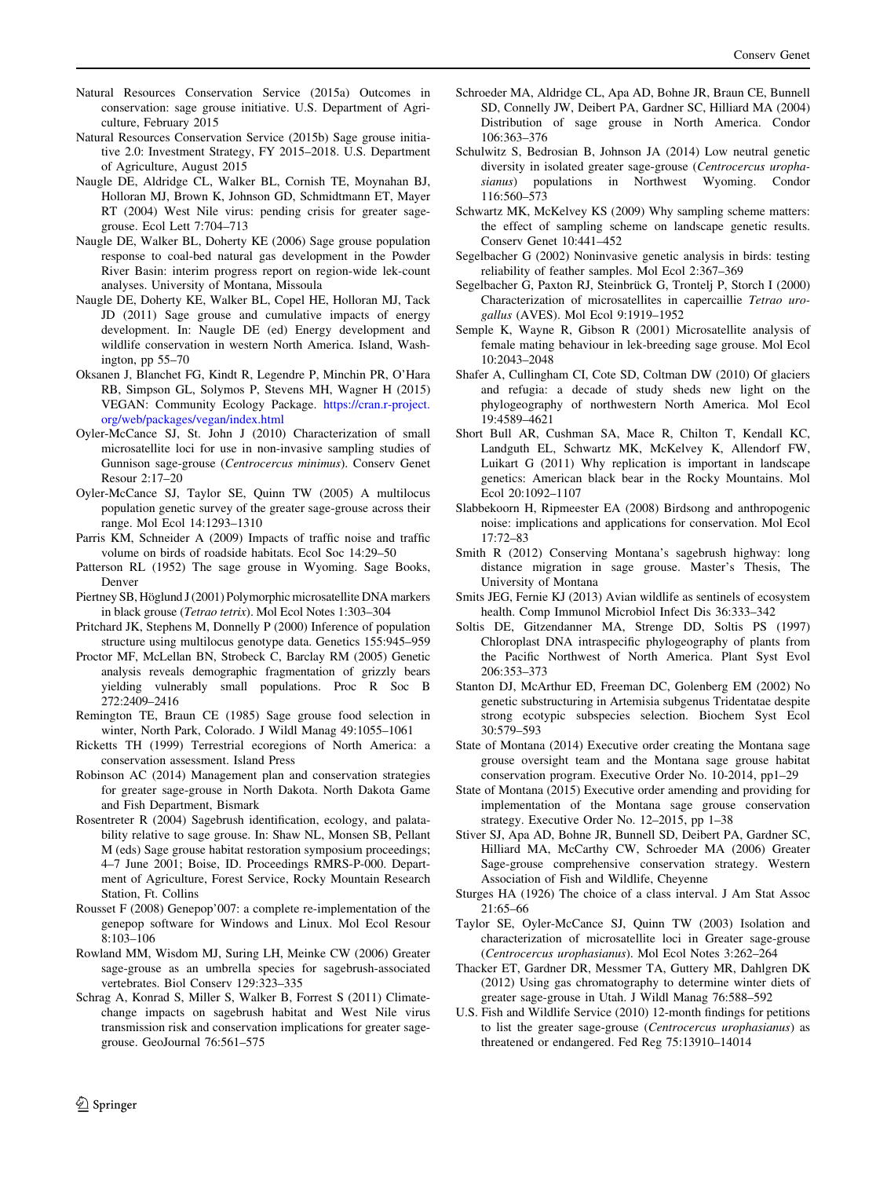Natural Resources Conservation Service (2015a) Outcomes in conservation: sage grouse initiative. U.S. Department of Agriculture, February 2015

Natural Resources Conservation Service (2015b) Sage grouse initiative 2.0: Investment Strategy, FY 2015–2018. U.S. Department of Agriculture, August 2015

Naugle DE, Aldridge CL, Walker BL, Cornish TE, Moynahan BJ, Holloran MJ, Brown K, Johnson GD, Schmidtmann ET, Mayer RT (2004) West Nile virus: pending crisis for greater sage-grouse. Ecol Lett 7:704–713

Naugle DE, Walker BL, Doherty KE (2006) Sage grouse population response to coal-bed natural gas development in the Powder River Basin: interim progress report on region-wide lek-count analyses. University of Montana, Missoula

Naugle DE, Doherty KE, Walker BL, Copel HE, Holloran MJ, Tack JD (2011) Sage grouse and cumulative impacts of energy development. In: Naugle DE (ed) Energy development and wildlife conservation in western North America. Island, Washington, pp 55–70

Oksanen J, Blanchet FG, Kindt R, Legendre P, Minchin PR, O'Hara RB, Simpson GL, Solymos P, Stevens MH, Wagner H (2015) VEGAN: Community Ecology Package. https://cran.r-project.org/web/packages/vegan/index.html

Oyler-McCance SJ, St. John J (2010) Characterization of small microsatellite loci for use in non-invasive sampling studies of Gunnison sage-grouse (*Centrocercus minimus*). Conserv Genet Resour 2:17–20

Oyler-McCance SJ, Taylor SE, Quinn TW (2005) A multilocus population genetic survey of the greater sage-grouse across their range. Mol Ecol 14:1293–1310

Parris KM, Schneider A (2009) Impacts of traffic noise and traffic volume on birds of roadside habitats. Ecol Soc 14:29–50

Patterson RL (1952) The sage grouse in Wyoming. Sage Books, Denver

Piertney SB, Höglund J (2001) Polymorphic microsatellite DNA markers in black grouse (*Tetrao tetrix*). Mol Ecol Notes 1:303–304

Pritchard JK, Stephens M, Donnelly P (2000) Inference of population structure using multilocus genotype data. Genetics 155:945–959

Proctor MF, McLellan BN, Strobeck C, Barclay RM (2005) Genetic analysis reveals demographic fragmentation of grizzly bears yielding vulnerably small populations. Proc R Soc B 272:2409–2416

Remington TE, Braun CE (1985) Sage grouse food selection in winter, North Park, Colorado. J Wildl Manag 49:1055–1061

Ricketts TH (1999) Terrestrial ecoregions of North America: a conservation assessment. Island Press

Robinson AC (2014) Management plan and conservation strategies for greater sage-grouse in North Dakota. North Dakota Game and Fish Department, Bismark

Rosentreter R (2004) Sagebrush identification, ecology, and palatability relative to sage grouse. In: Shaw NL, Monsen SB, Pellant M (eds) Sage grouse habitat restoration symposium proceedings; 4–7 June 2001; Boise, ID. Proceedings RMRS-P-000. Department of Agriculture, Forest Service, Rocky Mountain Research Station, Ft. Collins

Rousset F (2008) Genepop'007: a complete re-implementation of the genepop software for Windows and Linux. Mol Ecol Resour 8:103–106

Rowland MM, Wisdom MJ, Suring LH, Meinke CW (2006) Greater sage-grouse as an umbrella species for sagebrush-associated vertebrates. Biol Conserv 129:323–335

Schrag A, Konrad S, Miller S, Walker B, Forrest S (2011) Climate-change impacts on sagebrush habitat and West Nile virus transmission risk and conservation implications for greater sage-grouse. GeoJournal 76:561–575

Schroeder MA, Aldridge CL, Apa AD, Bohne JR, Braun CE, Bunnell SD, Connelly JW, Deibert PA, Gardner SC, Hilliard MA (2004) Distribution of sage grouse in North America. Condor 106:363–376

Schulwitz S, Bedrosian B, Johnson JA (2014) Low neutral genetic diversity in isolated greater sage-grouse (*Centrocercus urophasianus*) populations in Northwest Wyoming. Condor 116:560–573

Schwartz MK, McKelvey KS (2009) Why sampling scheme matters: the effect of sampling scheme on landscape genetic results. Conserv Genet 10:441–452

Segelbacher G (2002) Noninvasive genetic analysis in birds: testing reliability of feather samples. Mol Ecol 2:367–369

Segelbacher G, Paxton RJ, Steinbrück G, Trontelj P, Storch I (2000) Characterization of microsatellites in capercaillie *Tetrao urogallus* (AVES). Mol Ecol 9:1919–1952

Semple K, Wayne R, Gibson R (2001) Microsatellite analysis of female mating behaviour in lek-breeding sage grouse. Mol Ecol 10:2043–2048

Shafer A, Cullingham CI, Cote SD, Coltman DW (2010) Of glaciers and refugia: a decade of study sheds new light on the phylogeography of northwestern North America. Mol Ecol 19:4589–4621

Short Bull AR, Cushman SA, Mace R, Chilton T, Kendall KC, Landguth EL, Schwartz MK, McKelvey K, Allendorf FW, Luikart G (2011) Why replication is important in landscape genetics: American black bear in the Rocky Mountains. Mol Ecol 20:1092–1107

Slabbekoorn H, Ripmeester EA (2008) Birdsong and anthropogenic noise: implications and applications for conservation. Mol Ecol 17:72–83

Smith R (2012) Conserving Montana's sagebrush highway: long distance migration in sage grouse. Master's Thesis, The University of Montana

Smits JEG, Fernie KJ (2013) Avian wildlife as sentinels of ecosystem health. Comp Immunol Microbiol Infect Dis 36:333–342

Soltis DE, Gitzendanner MA, Strenge DD, Soltis PS (1997) Chloroplast DNA intraspecific phylogeography of plants from the Pacific Northwest of North America. Plant Syst Evol 206:353–373

Stanton DJ, McArthur ED, Freeman DC, Golenberg EM (2002) No genetic substructuring in Artemisia subgenus Tridentatae despite strong ecotypic subspecies selection. Biochem Syst Ecol 30:579–593

State of Montana (2014) Executive order creating the Montana sage grouse oversight team and the Montana sage grouse habitat conservation program. Executive Order No. 10-2014, pp1–29

State of Montana (2015) Executive order amending and providing for implementation of the Montana sage grouse conservation strategy. Executive Order No. 12–2015, pp 1–38

Stiver SJ, Apa AD, Bohne JR, Bunnell SD, Deibert PA, Gardner SC, Hilliard MA, McCarthy CW, Schroeder MA (2006) Greater Sage-grouse comprehensive conservation strategy. Western Association of Fish and Wildlife, Cheyenne

Sturges HA (1926) The choice of a class interval. J Am Stat Assoc 21:65–66

Taylor SE, Oyler-McCance SJ, Quinn TW (2003) Isolation and characterization of microsatellite loci in Greater sage-grouse (*Centrocercus urophasianus*). Mol Ecol Notes 3:262–264

Thacker ET, Gardner DR, Messmer TA, Guttery MR, Dahlgren DK (2012) Using gas chromatography to determine winter diets of greater sage-grouse in Utah. J Wildl Manag 76:588–592

U.S. Fish and Wildlife Service (2010) 12-month findings for petitions to list the greater sage-grouse (*Centrocercus urophasianus*) as threatened or endangered. Fed Reg 75:13910–14014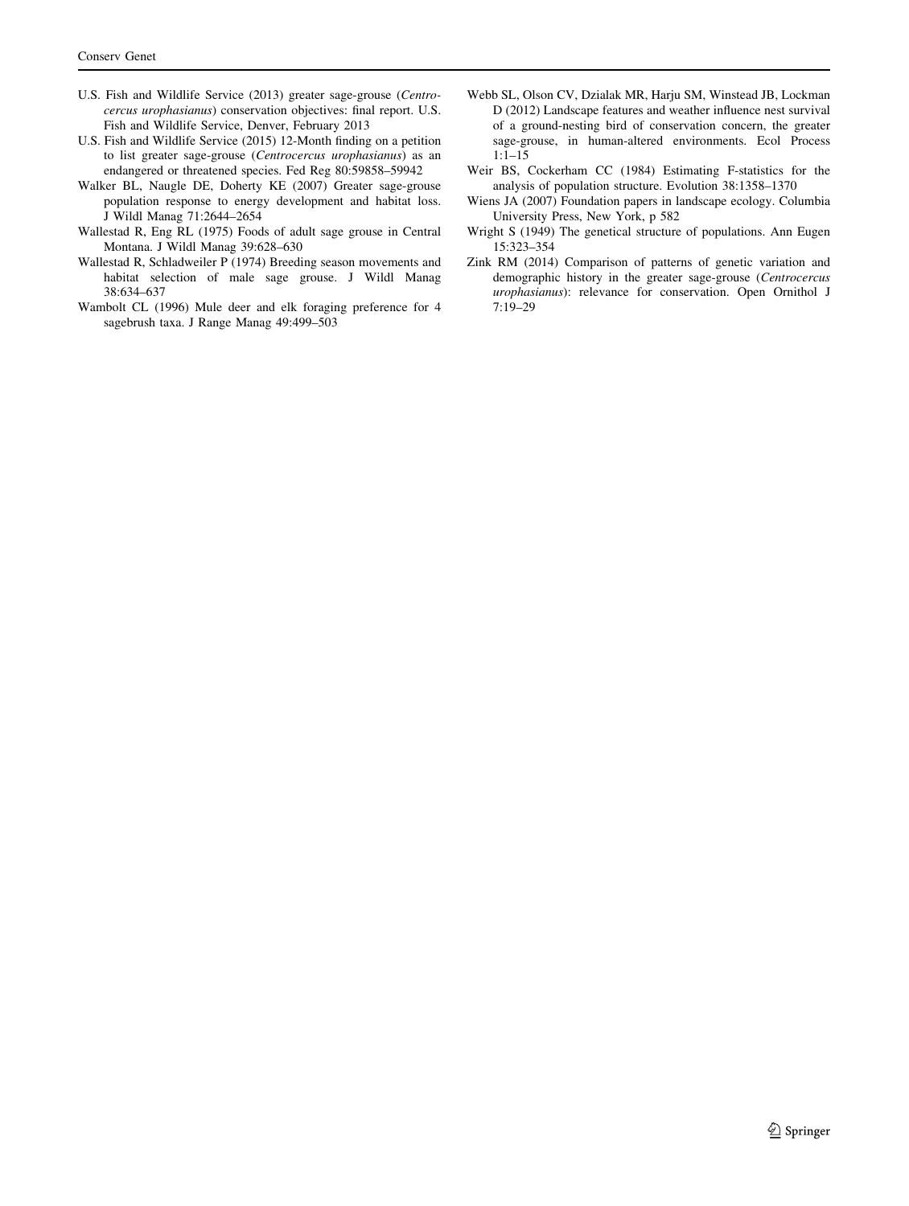U.S. Fish and Wildlife Service (2013) greater sage-grouse (*Centrocercus urophasianus*) conservation objectives: final report. U.S. Fish and Wildlife Service, Denver, February 2013

U.S. Fish and Wildlife Service (2015) 12-Month finding on a petition to list greater sage-grouse (*Centrocercus urophasianus*) as an endangered or threatened species. Fed Reg 80:59858–59942

Walker BL, Naugle DE, Doherty KE (2007) Greater sage-grouse population response to energy development and habitat loss. J Wildl Manag 71:2644–2654

Wallestad R, Eng RL (1975) Foods of adult sage grouse in Central Montana. J Wildl Manag 39:628–630

Wallestad R, Schladweiler P (1974) Breeding season movements and habitat selection of male sage grouse. J Wildl Manag 38:634–637

Wambolt CL (1996) Mule deer and elk foraging preference for 4 sagebrush taxa. J Range Manag 49:499–503

Webb SL, Olson CV, Dzialak MR, Harju SM, Winstead JB, Lockman D (2012) Landscape features and weather influence nest survival of a ground-nesting bird of conservation concern, the greater sage-grouse, in human-altered environments. Ecol Process 1:1–15

Weir BS, Cockerham CC (1984) Estimating F-statistics for the analysis of population structure. Evolution 38:1358–1370

Wiens JA (2007) Foundation papers in landscape ecology. Columbia University Press, New York, p 582

Wright S (1949) The genetical structure of populations. Ann Eugen 15:323–354

Zink RM (2014) Comparison of patterns of genetic variation and demographic history in the greater sage-grouse (*Centrocercus urophasianus*): relevance for conservation. Open Ornithol J 7:19–29